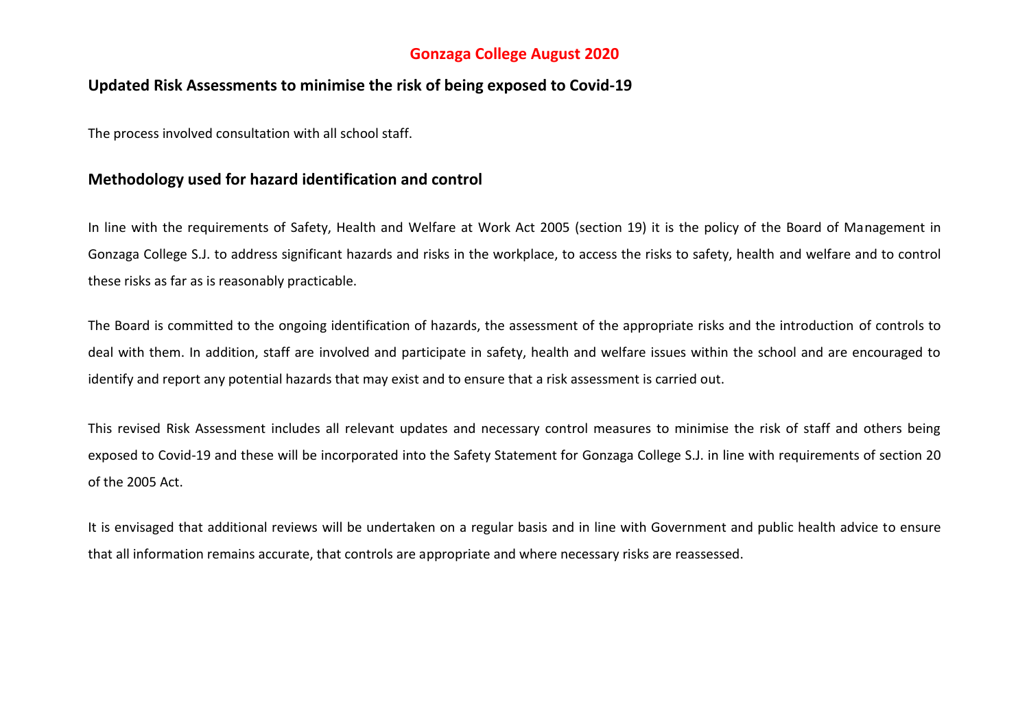# Gonzaga College August 2020

## Updated Risk Assessments to minimise the risk of being exposed to Covid-19

The process involved consultation with all school staff.

## Methodology used for hazard identification and control

In line with the requirements of Safety, Health and Welfare at Work Act 2005 (section 19) it is the policy of the Board of Management in Gonzaga College S.J. to address significant hazards and risks in the workplace, to access the risks to safety, health and welfare and to control these risks as far as is reasonably practicable.

The Board is committed to the ongoing identification of hazards, the assessment of the appropriate risks and the introduction of controls to deal with them. In addition, staff are involved and participate in safety, health and welfare issues within the school and are encouraged to identify and report any potential hazards that may exist and to ensure that a risk assessment is carried out.

This revised Risk Assessment includes all relevant updates and necessary control measures to minimise the risk of staff and others being exposed to Covid-19 and these will be incorporated into the Safety Statement for Gonzaga College S.J. in line with requirements of section 20 of the 2005 Act.

It is envisaged that additional reviews will be undertaken on a regular basis and in line with Government and public health advice to ensure that all information remains accurate, that controls are appropriate and where necessary risks are reassessed.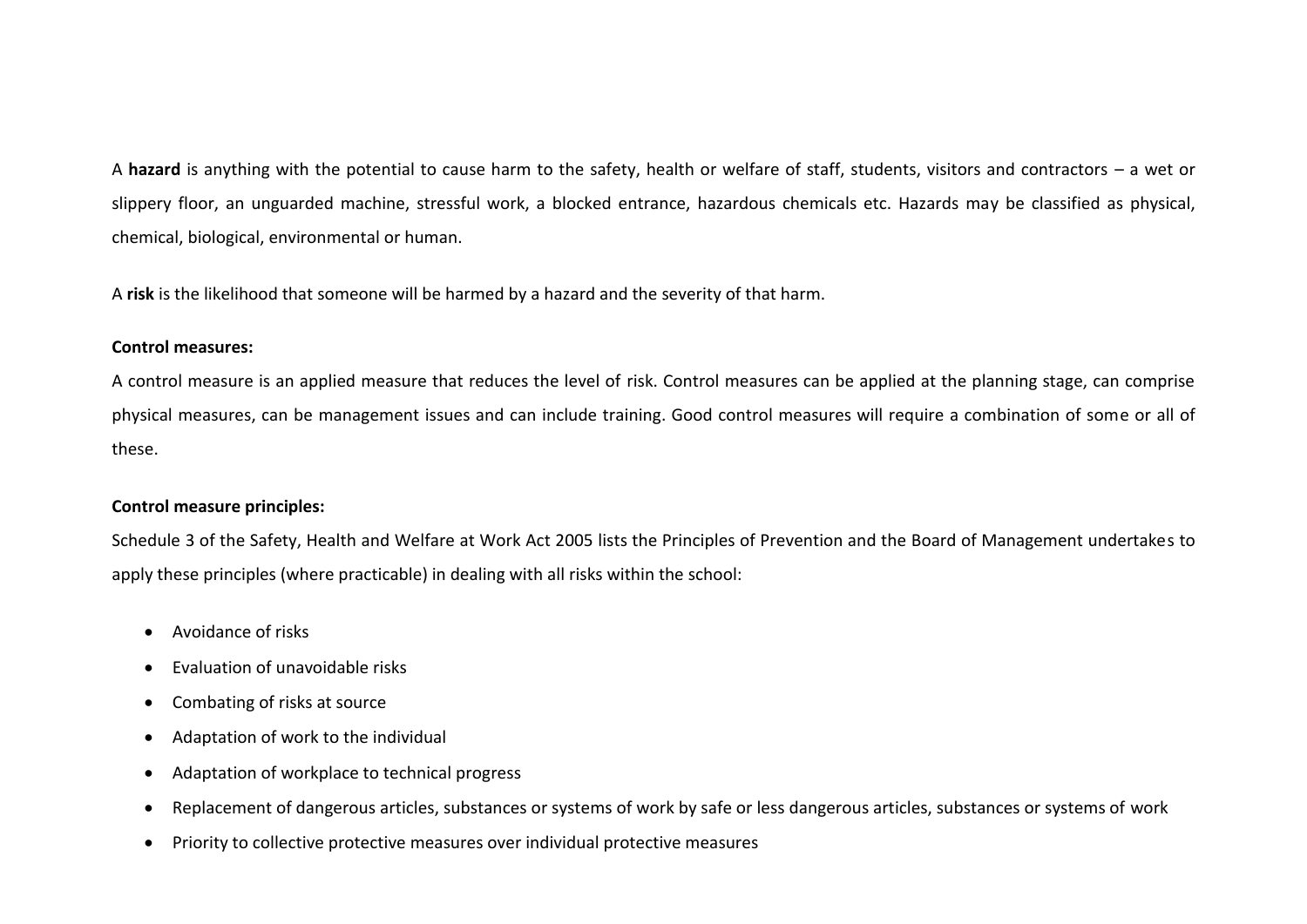A **hazard** is anything with the potential to cause harm to the safety, health or welfare of staff, students, visitors and contractors – a wet or slippery floor, an unguarded machine, stressful work, a blocked entrance, hazardous chemicals etc. Hazards may be classified as physical, chemical, biological, environmental or human.

A **risk** is the likelihood that someone will be harmed by a hazard and the severity of that harm.

**Control measures:**

A control measure is an applied measure that reduces the level of risk. Control measures can be applied at the planning stage, can comprise physical measures, can be management issues and can include training. Good control measures will require a combination of some or all of these.

**Control measure principles:**

Schedule 3 of the Safety, Health and Welfare at Work Act 2005 lists the Principles of Prevention and the Board of Management undertakes to apply these principles (where practicable) in dealing with all risks within the school:

- Avoidance of risks
- Evaluation of unavoidable risks
- Combating of risks at source
- Adaptation of work to the individual
- Adaptation of workplace to technical progress
- Replacement of dangerous articles, substances or systems of work by safe or less dangerous articles, substances or systems of work
- Priority to collective protective measures over individual protective measures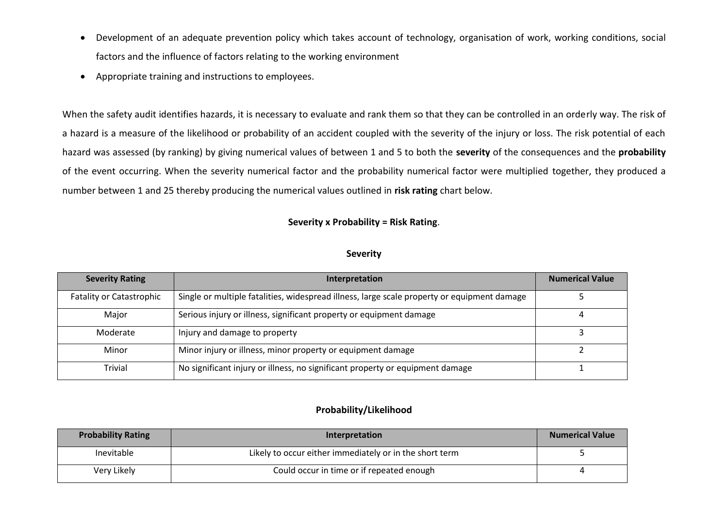- Development of an adequate prevention policy which takes account of technology, organisation of work, working conditions, social factors and the influence of factors relating to the working environment
- Appropriate training and instructions to employees.

When the safety audit identifies hazards, it is necessary to evaluate and rank them so that they can be controlled in an orderly way. The risk of a hazard is a measure of the likelihood or probability of an accident coupled with the severity of the injury or loss. The risk potential of each hazard was assessed (by ranking) by giving numerical values of between 1 and 5 to both the **severity** of the consequences and the **probability** of the event occurring. When the severity numerical factor and the probability numerical factor were multiplied together, they produced a number between 1 and 25 thereby producing the numerical values outlined in **risk rating** chart below.

**Severity x Probability = Risk Rating**.

**Severity**

| Severity Rating | Interpretation | Numerical Value |
|---|---|---|
| Fatality or Catastrophic | Single or multiple fatalities, widespread illness, large scale property or equipment damage | 5 |
| Major | Serious injury or illness, significant property or equipment damage | 4 |
| Moderate | Injury and damage to property | 3 |
| Minor | Minor injury or illness, minor property or equipment damage | 2 |
| Trivial | No significant injury or illness, no significant property or equipment damage | 1 |

**Probability/Likelihood**

| Probability Rating | Interpretation | Numerical Value |
|---|---|---|
| Inevitable | Likely to occur either immediately or in the short term | 5 |
| Very Likely | Could occur in time or if repeated enough | 4 |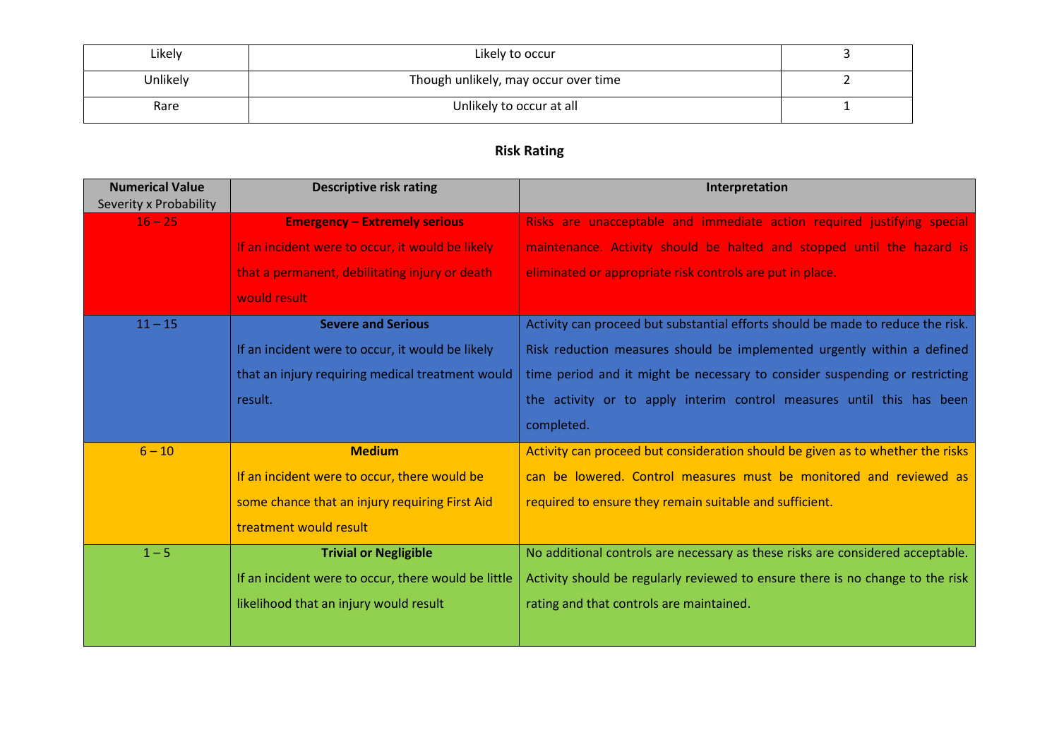| Likely | Likely to occur | 3 |
| --- | --- | --- |
| Unlikely | Though unlikely, may occur over time | 2 |
| Rare | Unlikely to occur at all | 1 |

**Risk Rating**

| **Numerical Value** Severity x Probability | **Descriptive risk rating** | **Interpretation** |
| --- | --- | --- |
| 16 – 25 | **Emergency – Extremely serious** If an incident were to occur, it would be likely that a permanent, debilitating injury or death would result | Risks are unacceptable and immediate action required justifying special maintenance. Activity should be halted and stopped until the hazard is eliminated or appropriate risk controls are put in place. |
| 11 – 15 | **Severe and Serious** If an incident were to occur, it would be likely that an injury requiring medical treatment would result. | Activity can proceed but substantial efforts should be made to reduce the risk. Risk reduction measures should be implemented urgently within a defined time period and it might be necessary to consider suspending or restricting the activity or to apply interim control measures until this has been completed. |
| 6 – 10 | **Medium** If an incident were to occur, there would be some chance that an injury requiring First Aid treatment would result | Activity can proceed but consideration should be given as to whether the risks can be lowered. Control measures must be monitored and reviewed as required to ensure they remain suitable and sufficient. |
| 1 – 5 | **Trivial or Negligible** If an incident were to occur, there would be little likelihood that an injury would result | No additional controls are necessary as these risks are considered acceptable. Activity should be regularly reviewed to ensure there is no change to the risk rating and that controls are maintained. |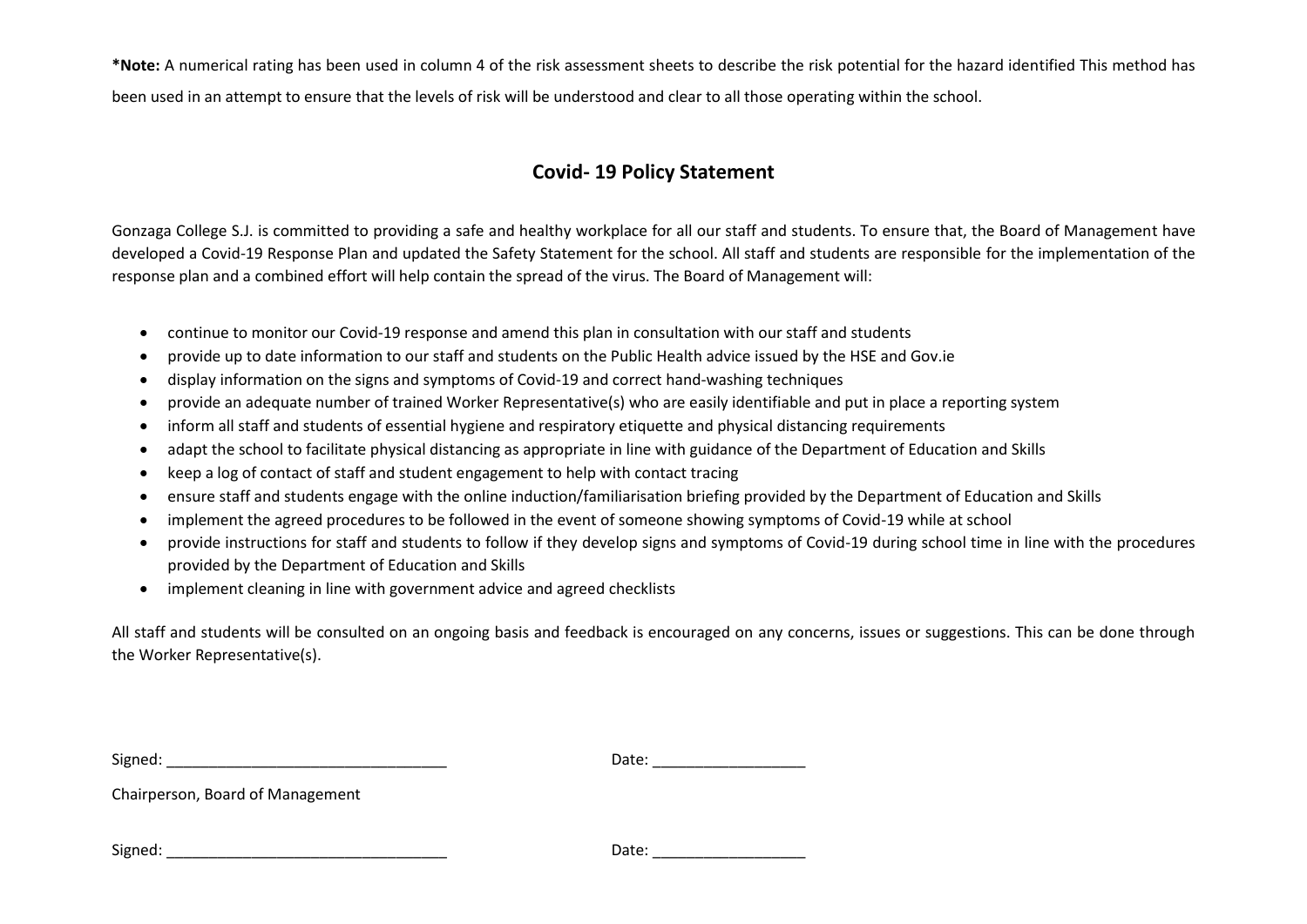**\*Note:** A numerical rating has been used in column 4 of the risk assessment sheets to describe the risk potential for the hazard identified This method has been used in an attempt to ensure that the levels of risk will be understood and clear to all those operating within the school.

## Covid- 19 Policy Statement

Gonzaga College S.J. is committed to providing a safe and healthy workplace for all our staff and students. To ensure that, the Board of Management have developed a Covid-19 Response Plan and updated the Safety Statement for the school. All staff and students are responsible for the implementation of the response plan and a combined effort will help contain the spread of the virus. The Board of Management will:

- continue to monitor our Covid-19 response and amend this plan in consultation with our staff and students
- provide up to date information to our staff and students on the Public Health advice issued by the HSE and Gov.ie
- display information on the signs and symptoms of Covid-19 and correct hand-washing techniques
- provide an adequate number of trained Worker Representative(s) who are easily identifiable and put in place a reporting system
- inform all staff and students of essential hygiene and respiratory etiquette and physical distancing requirements
- adapt the school to facilitate physical distancing as appropriate in line with guidance of the Department of Education and Skills
- keep a log of contact of staff and student engagement to help with contact tracing
- ensure staff and students engage with the online induction/familiarisation briefing provided by the Department of Education and Skills
- implement the agreed procedures to be followed in the event of someone showing symptoms of Covid-19 while at school
- provide instructions for staff and students to follow if they develop signs and symptoms of Covid-19 during school time in line with the procedures provided by the Department of Education and Skills
- implement cleaning in line with government advice and agreed checklists

All staff and students will be consulted on an ongoing basis and feedback is encouraged on any concerns, issues or suggestions. This can be done through the Worker Representative(s).

Signed: \_\_\_\_\_\_\_\_\_\_\_\_\_\_\_\_\_\_\_\_\_\_\_\_\_\_\_\_\_\_\_\_ Date: \_\_\_\_\_\_\_\_\_\_\_\_\_\_\_\_\_\_

Chairperson, Board of Management

Signed: \_\_\_\_\_\_\_\_\_\_\_\_\_\_\_\_\_\_\_\_\_\_\_\_\_\_\_\_\_\_\_\_ Date: \_\_\_\_\_\_\_\_\_\_\_\_\_\_\_\_\_\_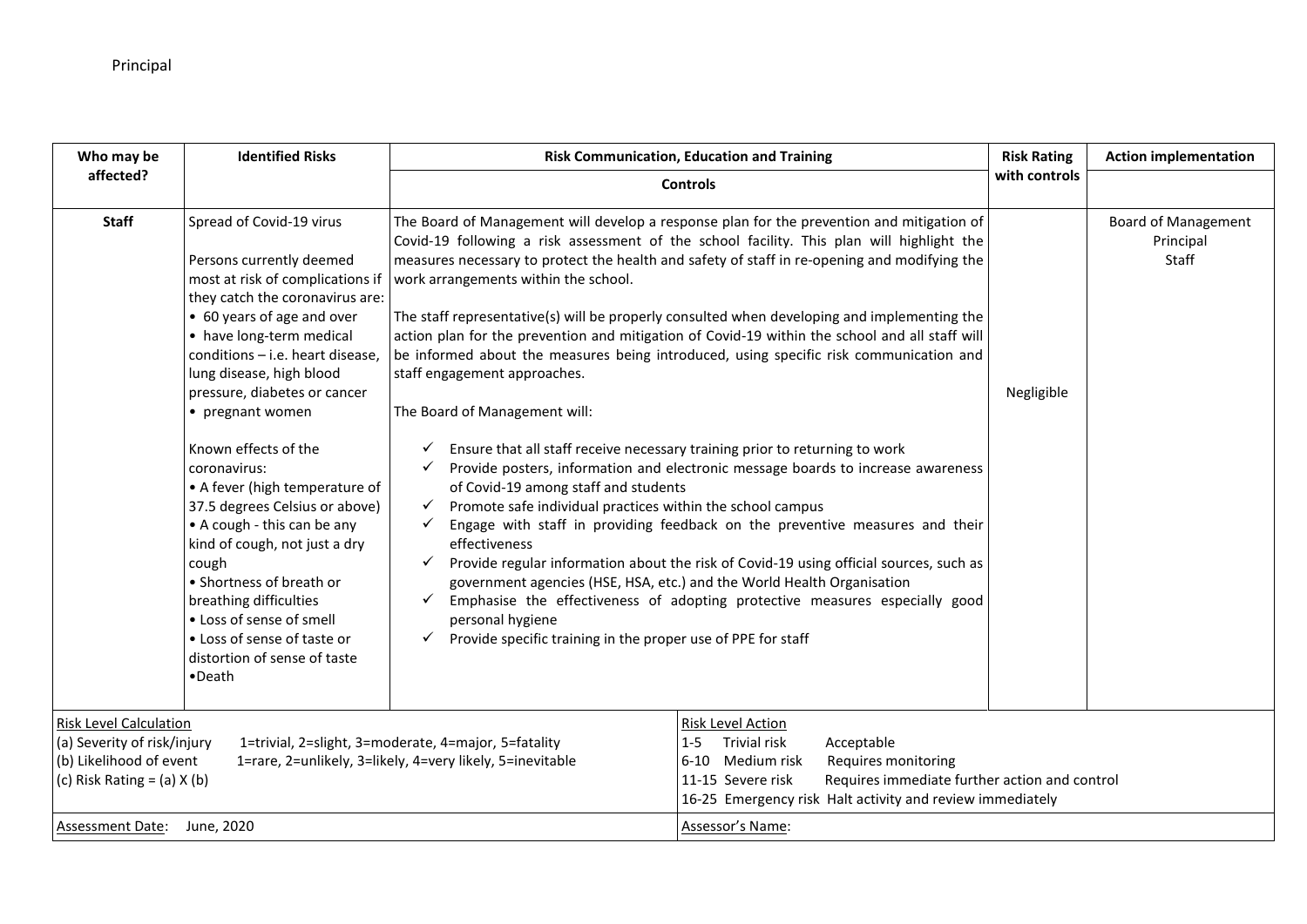Principal

| Who may be affected? | Identified Risks | Risk Communication, Education and Training | Risk Rating with controls | Action implementation |
|---|---|---|---|---|
| | | **Controls** | | |
| **Staff** | Spread of Covid-19 virus<br><br>Persons currently deemed most at risk of complications if they catch the coronavirus are:<br>• 60 years of age and over<br>• have long-term medical conditions – i.e. heart disease, lung disease, high blood pressure, diabetes or cancer<br>• pregnant women<br><br>Known effects of the coronavirus:<br>• A fever (high temperature of 37.5 degrees Celsius or above)<br>• A cough - this can be any kind of cough, not just a dry cough<br>• Shortness of breath or breathing difficulties<br>• Loss of sense of smell<br>• Loss of sense of taste or distortion of sense of taste<br>•Death | The Board of Management will develop a response plan for the prevention and mitigation of Covid-19 following a risk assessment of the school facility. This plan will highlight the measures necessary to protect the health and safety of staff in re-opening and modifying the work arrangements within the school.<br><br>The staff representative(s) will be properly consulted when developing and implementing the action plan for the prevention and mitigation of Covid-19 within the school and all staff will be informed about the measures being introduced, using specific risk communication and staff engagement approaches.<br><br>The Board of Management will:<br><br>✓ Ensure that all staff receive necessary training prior to returning to work<br>✓ Provide posters, information and electronic message boards to increase awareness of Covid-19 among staff and students<br>✓ Promote safe individual practices within the school campus<br>✓ Engage with staff in providing feedback on the preventive measures and their effectiveness<br>✓ Provide regular information about the risk of Covid-19 using official sources, such as government agencies (HSE, HSA, etc.) and the World Health Organisation<br>✓ Emphasise the effectiveness of adopting protective measures especially good personal hygiene<br>✓ Provide specific training in the proper use of PPE for staff | Negligible | Board of Management<br>Principal<br>Staff |

| Risk Level Calculation | Risk Level Action |
|---|---|
| (a) Severity of risk/injury 1=trivial, 2=slight, 3=moderate, 4=major, 5=fatality<br>(b) Likelihood of event 1=rare, 2=unlikely, 3=likely, 4=very likely, 5=inevitable<br>(c) Risk Rating = (a) X (b) | 1-5 Trivial risk Acceptable<br>6-10 Medium risk Requires monitoring<br>11-15 Severe risk Requires immediate further action and control<br>16-25 Emergency risk Halt activity and review immediately |
| Assessment Date: June, 2020 | Assessor's Name: |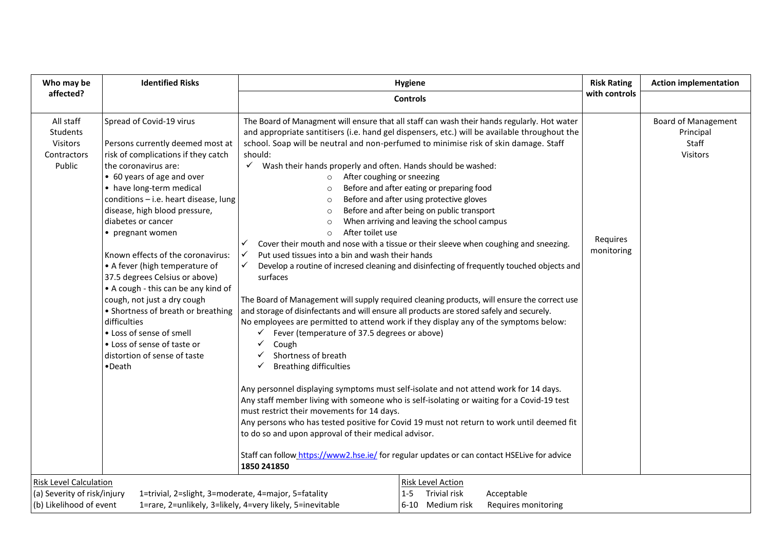| Who may be affected? | Identified Risks | Hygiene<br>Controls | Risk Rating with controls | Action implementation |
|---|---|---|---|---|
| All staff<br>Students<br>Visitors<br>Contractors<br>Public | Spread of Covid-19 virus<br><br>Persons currently deemed most at risk of complications if they catch the coronavirus are:<br>• 60 years of age and over<br>• have long-term medical conditions – i.e. heart disease, lung disease, high blood pressure, diabetes or cancer<br>• pregnant women<br><br>Known effects of the coronavirus:<br>• A fever (high temperature of 37.5 degrees Celsius or above)<br>• A cough - this can be any kind of cough, not just a dry cough<br>• Shortness of breath or breathing difficulties<br>• Loss of sense of smell<br>• Loss of sense of taste or distortion of sense of taste<br>•Death | The Board of Managment will ensure that all staff can wash their hands regularly. Hot water and appropriate santitisers (i.e. hand gel dispensers, etc.) will be available throughout the school. Soap will be neutral and non-perfumed to minimise risk of skin damage. Staff should:<br>✓ Wash their hands properly and often. Hands should be washed:<br>○ After coughing or sneezing<br>○ Before and after eating or preparing food<br>○ Before and after using protective gloves<br>○ Before and after being on public transport<br>○ When arriving and leaving the school campus<br>○ After toilet use<br>✓ Cover their mouth and nose with a tissue or their sleeve when coughing and sneezing.<br>✓ Put used tissues into a bin and wash their hands<br>✓ Develop a routine of incresed cleaning and disinfecting of frequently touched objects and surfaces<br><br>The Board of Management will supply required cleaning products, will ensure the correct use and storage of disinfectants and will ensure all products are stored safely and securely.<br>No employees are permitted to attend work if they display any of the symptoms below:<br>✓ Fever (temperature of 37.5 degrees or above)<br>✓ Cough<br>✓ Shortness of breath<br>✓ Breathing difficulties<br><br>Any personnel displaying symptoms must self-isolate and not attend work for 14 days.<br>Any staff member living with someone who is self-isolating or waiting for a Covid-19 test must restrict their movements for 14 days.<br>Any persons who has tested positive for Covid 19 must not return to work until deemed fit to do so and upon approval of their medical advisor.<br><br>Staff can follow [https://www2.hse.ie/](https://www2.hse.ie/) for regular updates or can contact HSELive for advice **1850 241850** | Requires monitoring | Board of Management<br>Principal<br>Staff<br>Visitors |

| Risk Level Calculation | | Risk Level Action | | |
|---|---|---|---|---|
| (a) Severity of risk/injury | 1=trivial, 2=slight, 3=moderate, 4=major, 5=fatality | 1-5 | Trivial risk | Acceptable |
| (b) Likelihood of event | 1=rare, 2=unlikely, 3=likely, 4=very likely, 5=inevitable | 6-10 | Medium risk | Requires monitoring |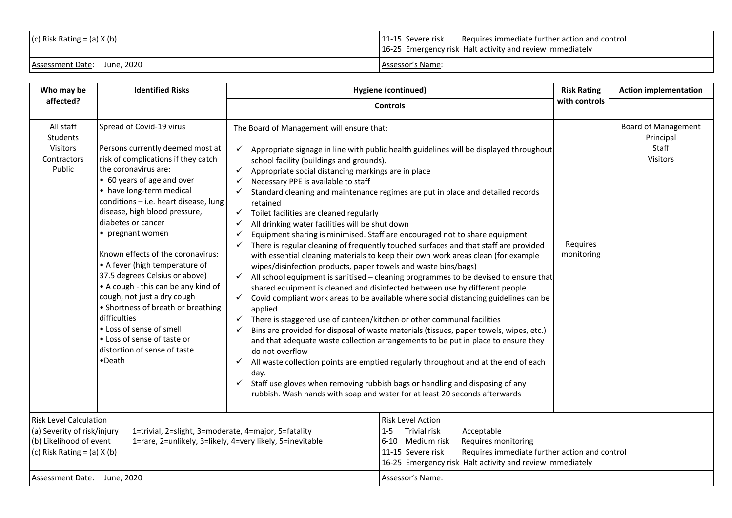| (c) Risk Rating = (a) X (b) | 11-15 Severe risk Requires immediate further action and control<br>16-25 Emergency risk Halt activity and review immediately |
|---|---|
| Assessment Date: June, 2020 | Assessor's Name: |

| Who may be affected? | Identified Risks | Hygiene (continued)<br>Controls | Risk Rating with controls | Action implementation |
|---|---|---|---|---|
| All staff<br>Students<br>Visitors<br>Contractors<br>Public | Spread of Covid-19 virus<br><br>Persons currently deemed most at risk of complications if they catch the coronavirus are:<br>• 60 years of age and over<br>• have long-term medical conditions – i.e. heart disease, lung disease, high blood pressure, diabetes or cancer<br>• pregnant women<br><br>Known effects of the coronavirus:<br>• A fever (high temperature of 37.5 degrees Celsius or above)<br>• A cough - this can be any kind of cough, not just a dry cough<br>• Shortness of breath or breathing difficulties<br>• Loss of sense of smell<br>• Loss of sense of taste or distortion of sense of taste<br>•Death | The Board of Management will ensure that:<br><br>✓ Appropriate signage in line with public health guidelines will be displayed throughout school facility (buildings and grounds).<br>✓ Appropriate social distancing markings are in place<br>✓ Necessary PPE is available to staff<br>✓ Standard cleaning and maintenance regimes are put in place and detailed records retained<br>✓ Toilet facilities are cleaned regularly<br>✓ All drinking water facilities will be shut down<br>✓ Equipment sharing is minimised. Staff are encouraged not to share equipment<br>✓ There is regular cleaning of frequently touched surfaces and that staff are provided with essential cleaning materials to keep their own work areas clean (for example wipes/disinfection products, paper towels and waste bins/bags)<br>✓ All school equipment is sanitised – cleaning programmes to be devised to ensure that shared equipment is cleaned and disinfected between use by different people<br>✓ Covid compliant work areas to be available where social distancing guidelines can be applied<br>✓ There is staggered use of canteen/kitchen or other communal facilities<br>✓ Bins are provided for disposal of waste materials (tissues, paper towels, wipes, etc.) and that adequate waste collection arrangements to be put in place to ensure they do not overflow<br>✓ All waste collection points are emptied regularly throughout and at the end of each day.<br>✓ Staff use gloves when removing rubbish bags or handling and disposing of any rubbish. Wash hands with soap and water for at least 20 seconds afterwards | Requires monitoring | Board of Management<br>Principal<br>Staff<br>Visitors |

| Risk Level Calculation | Risk Level Action |
|---|---|
| (a) Severity of risk/injury 1=trivial, 2=slight, 3=moderate, 4=major, 5=fatality<br>(b) Likelihood of event 1=rare, 2=unlikely, 3=likely, 4=very likely, 5=inevitable<br>(c) Risk Rating = (a) X (b) | 1-5 Trivial risk Acceptable<br>6-10 Medium risk Requires monitoring<br>11-15 Severe risk Requires immediate further action and control<br>16-25 Emergency risk Halt activity and review immediately |
| Assessment Date: June, 2020 | Assessor's Name: |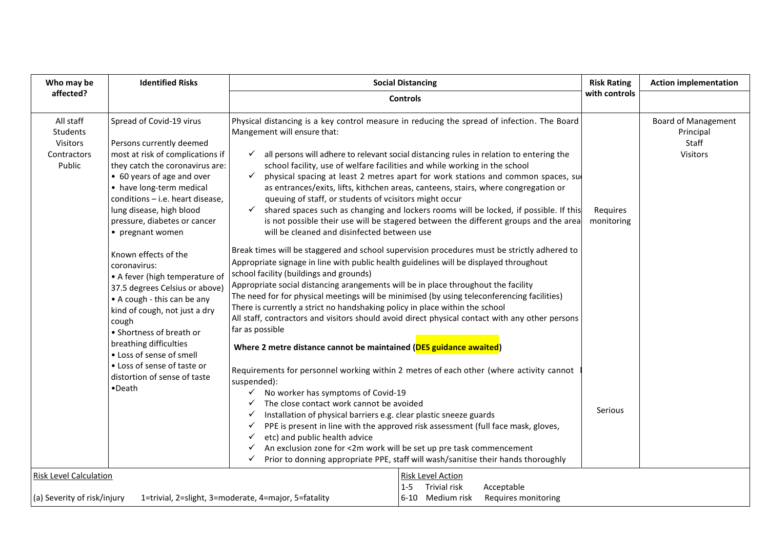| Who may be affected? | Identified Risks | Social Distancing<br>Controls | Risk Rating with controls | Action implementation |
|---|---|---|---|---|
| All staff<br>Students<br>Visitors<br>Contractors<br>Public | Spread of Covid-19 virus<br><br>Persons currently deemed most at risk of complications if they catch the coronavirus are:<br>• 60 years of age and over<br>• have long-term medical conditions – i.e. heart disease, lung disease, high blood pressure, diabetes or cancer<br>• pregnant women<br><br>Known effects of the coronavirus:<br>• A fever (high temperature of 37.5 degrees Celsius or above)<br>• A cough - this can be any kind of cough, not just a dry cough<br>• Shortness of breath or breathing difficulties<br>• Loss of sense of smell<br>• Loss of sense of taste or distortion of sense of taste<br>•Death | Physical distancing is a key control measure in reducing the spread of infection. The Board Mangement will ensure that:<br>✓ all persons will adhere to relevant social distancing rules in relation to entering the school facility, use of welfare facilities and while working in the school<br>✓ physical spacing at least 2 metres apart for work stations and common spaces, su as entrances/exits, lifts, kithchen areas, canteens, stairs, where congregation or queuing of staff, or students of vcisitors might occur<br>✓ shared spaces such as changing and lockers rooms will be locked, if possible. If this is not possible their use will be stagered between the different groups and the area will be cleaned and disinfected between use<br><br>Break times will be staggered and school supervision procedures must be strictly adhered to<br>Appropriate signage in line with public health guidelines will be displayed throughout school facility (buildings and grounds)<br>Appropriate social distancing arangements will be in place throughout the facility<br>The need for for physical meetings will be minimised (by using teleconferencing facilities)<br>There is currently a strict no handshaking policy in place within the school<br>All staff, contractors and visitors should avoid direct physical contact with any other persons far as possible<br><br>**Where 2 metre distance cannot be maintained (DES guidance awaited)**<br><br>Requirements for personnel working within 2 metres of each other (where activity cannot suspended):<br>✓ No worker has symptoms of Covid-19<br>✓ The close contact work cannot be avoided<br>✓ Installation of physical barriers e.g. clear plastic sneeze guards<br>✓ PPE is present in line with the approved risk assessment (full face mask, gloves,<br>✓ etc) and public health advice<br>✓ An exclusion zone for <2m work will be set up pre task commencement<br>✓ Prior to donning appropriate PPE, staff will wash/sanitise their hands thoroughly | Requires monitoring<br><br><br><br><br><br><br><br>Serious | Board of Management<br>Principal<br>Staff<br>Visitors |

| Risk Level Calculation | Risk Level Action |
|---|---|
| (a) Severity of risk/injury 1=trivial, 2=slight, 3=moderate, 4=major, 5=fatality | 1-5 Trivial risk Acceptable<br>6-10 Medium risk Requires monitoring |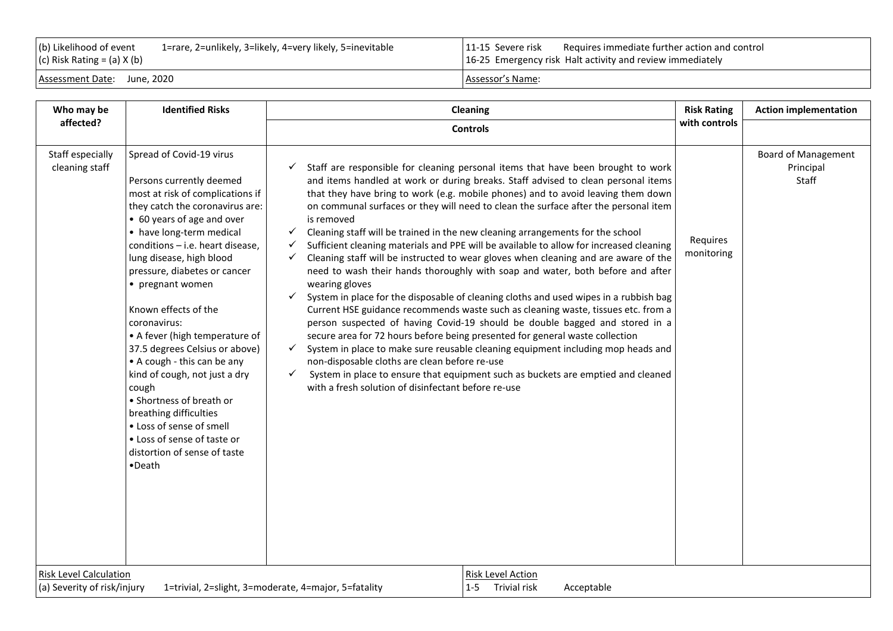| (b) Likelihood of event 1=rare, 2=unlikely, 3=likely, 4=very likely, 5=inevitable<br>(c) Risk Rating = (a) X (b) | 11-15 Severe risk Requires immediate further action and control<br>16-25 Emergency risk Halt activity and review immediately |
|---|---|
| Assessment Date: June, 2020 | Assessor's Name: |

| Who may be affected? | Identified Risks | Cleaning<br>Controls | Risk Rating with controls | Action implementation |
|---|---|---|---|---|
| Staff especially cleaning staff | Spread of Covid-19 virus<br><br>Persons currently deemed most at risk of complications if they catch the coronavirus are:<br>• 60 years of age and over<br>• have long-term medical conditions – i.e. heart disease, lung disease, high blood pressure, diabetes or cancer<br>• pregnant women<br><br>Known effects of the coronavirus:<br>• A fever (high temperature of 37.5 degrees Celsius or above)<br>• A cough - this can be any kind of cough, not just a dry cough<br>• Shortness of breath or breathing difficulties<br>• Loss of sense of smell<br>• Loss of sense of taste or distortion of sense of taste<br>•Death | ✓ Staff are responsible for cleaning personal items that have been brought to work and items handled at work or during breaks. Staff advised to clean personal items that they have bring to work (e.g. mobile phones) and to avoid leaving them down on communal surfaces or they will need to clean the surface after the personal item is removed<br>✓ Cleaning staff will be trained in the new cleaning arrangements for the school<br>✓ Sufficient cleaning materials and PPE will be available to allow for increased cleaning<br>✓ Cleaning staff will be instructed to wear gloves when cleaning and are aware of the need to wash their hands thoroughly with soap and water, both before and after wearing gloves<br>✓ System in place for the disposable of cleaning cloths and used wipes in a rubbish bag Current HSE guidance recommends waste such as cleaning waste, tissues etc. from a person suspected of having Covid-19 should be double bagged and stored in a secure area for 72 hours before being presented for general waste collection<br>✓ System in place to make sure reusable cleaning equipment including mop heads and non-disposable cloths are clean before re-use<br>✓ System in place to ensure that equipment such as buckets are emptied and cleaned with a fresh solution of disinfectant before re-use | Requires monitoring | Board of Management<br>Principal<br>Staff |

| Risk Level Calculation<br>(a) Severity of risk/injury 1=trivial, 2=slight, 3=moderate, 4=major, 5=fatality | Risk Level Action<br>1-5 Trivial risk Acceptable |
|---|---|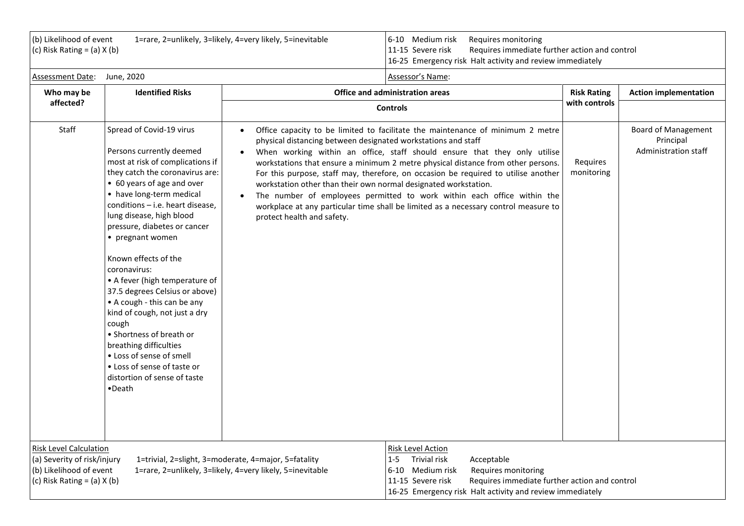| (b) Likelihood of event 1=rare, 2=unlikely, 3=likely, 4=very likely, 5=inevitable<br>(c) Risk Rating = (a) X (b) | 6-10 Medium risk Requires monitoring<br>11-15 Severe risk Requires immediate further action and control<br>16-25 Emergency risk Halt activity and review immediately |
|---|---|
| Assessment Date: June, 2020 | Assessor's Name: |

| Who may be affected? | Identified Risks | Office and administration areas<br>Controls | Risk Rating with controls | Action implementation |
|---|---|---|---|---|
| Staff | Spread of Covid-19 virus<br><br>Persons currently deemed most at risk of complications if they catch the coronavirus are:<br>• 60 years of age and over<br>• have long-term medical conditions – i.e. heart disease, lung disease, high blood pressure, diabetes or cancer<br>• pregnant women<br><br>Known effects of the coronavirus:<br>• A fever (high temperature of 37.5 degrees Celsius or above)<br>• A cough - this can be any kind of cough, not just a dry cough<br>• Shortness of breath or breathing difficulties<br>• Loss of sense of smell<br>• Loss of sense of taste or distortion of sense of taste<br>•Death | • Office capacity to be limited to facilitate the maintenance of minimum 2 metre physical distancing between designated workstations and staff<br>• When working within an office, staff should ensure that they only utilise workstations that ensure a minimum 2 metre physical distance from other persons. For this purpose, staff may, therefore, on occasion be required to utilise another workstation other than their own normal designated workstation.<br>• The number of employees permitted to work within each office within the workplace at any particular time shall be limited as a necessary control measure to protect health and safety. | Requires monitoring | Board of Management<br>Principal<br>Administration staff |

| Risk Level Calculation<br>(a) Severity of risk/injury 1=trivial, 2=slight, 3=moderate, 4=major, 5=fatality<br>(b) Likelihood of event 1=rare, 2=unlikely, 3=likely, 4=very likely, 5=inevitable<br>(c) Risk Rating = (a) X (b) | Risk Level Action<br>1-5 Trivial risk Acceptable<br>6-10 Medium risk Requires monitoring<br>11-15 Severe risk Requires immediate further action and control<br>16-25 Emergency risk Halt activity and review immediately |
|---|---|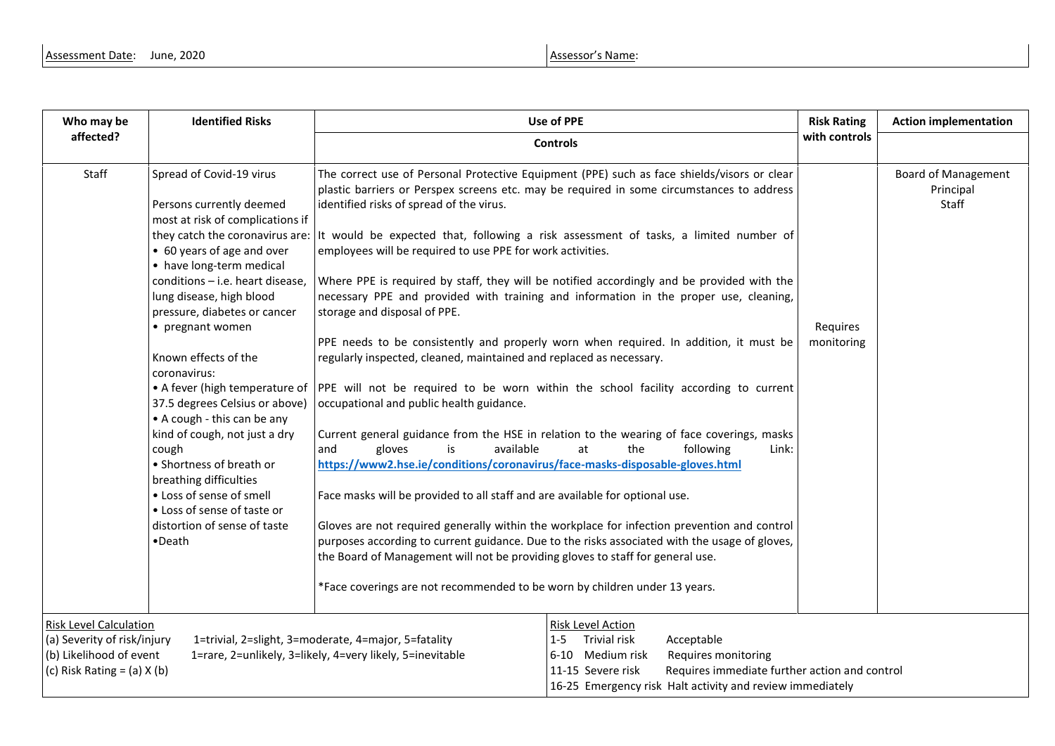| Assessment Date: June, 2020 | Assessor's Name: |
|---|---|

| Who may be affected? | Identified Risks | Use of PPE | Risk Rating with controls | Action implementation |
|---|---|---|---|---|
| | | Controls | | |
| Staff | Spread of Covid-19 virus<br><br>Persons currently deemed most at risk of complications if they catch the coronavirus are:<br>• 60 years of age and over<br>• have long-term medical conditions – i.e. heart disease, lung disease, high blood pressure, diabetes or cancer<br>• pregnant women<br><br>Known effects of the coronavirus:<br>• A fever (high temperature of 37.5 degrees Celsius or above)<br>• A cough - this can be any kind of cough, not just a dry cough<br>• Shortness of breath or breathing difficulties<br>• Loss of sense of smell<br>• Loss of sense of taste or distortion of sense of taste<br>•Death | The correct use of Personal Protective Equipment (PPE) such as face shields/visors or clear plastic barriers or Perspex screens etc. may be required in some circumstances to address identified risks of spread of the virus.<br><br>It would be expected that, following a risk assessment of tasks, a limited number of employees will be required to use PPE for work activities.<br><br>Where PPE is required by staff, they will be notified accordingly and be provided with the necessary PPE and provided with training and information in the proper use, cleaning, storage and disposal of PPE.<br><br>PPE needs to be consistently and properly worn when required. In addition, it must be regularly inspected, cleaned, maintained and replaced as necessary.<br><br>PPE will not be required to be worn within the school facility according to current occupational and public health guidance.<br><br>Current general guidance from the HSE in relation to the wearing of face coverings, masks and gloves is available at the following Link: **https://www2.hse.ie/conditions/coronavirus/face-masks-disposable-gloves.html**<br><br>Face masks will be provided to all staff and are available for optional use.<br><br>Gloves are not required generally within the workplace for infection prevention and control purposes according to current guidance. Due to the risks associated with the usage of gloves, the Board of Management will not be providing gloves to staff for general use.<br><br>*Face coverings are not recommended to be worn by children under 13 years. | Requires monitoring | Board of Management<br>Principal<br>Staff |

| Risk Level Calculation | Risk Level Action |
|---|---|
| (a) Severity of risk/injury 1=trivial, 2=slight, 3=moderate, 4=major, 5=fatality | 1-5 Trivial risk Acceptable |
| (b) Likelihood of event 1=rare, 2=unlikely, 3=likely, 4=very likely, 5=inevitable | 6-10 Medium risk Requires monitoring |
| (c) Risk Rating = (a) X (b) | 11-15 Severe risk Requires immediate further action and control |
| | 16-25 Emergency risk Halt activity and review immediately |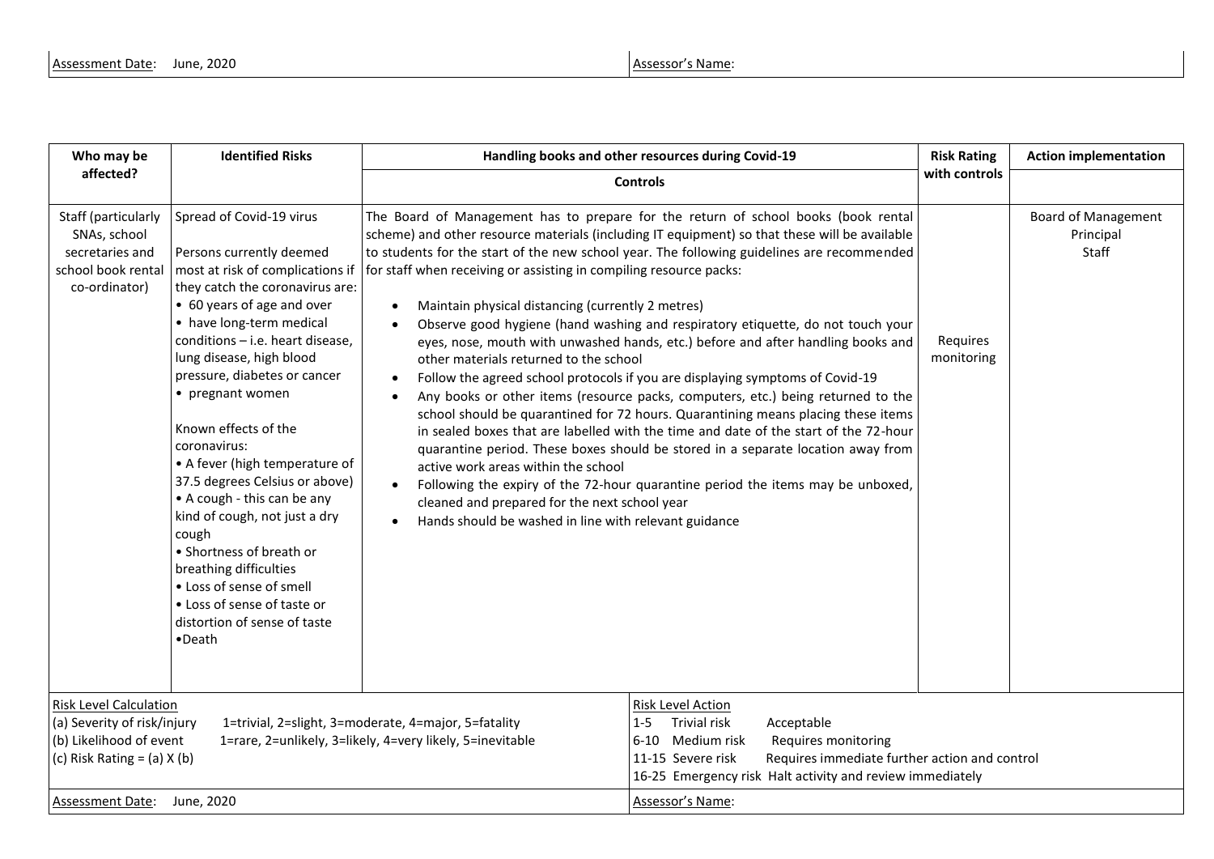Assessment Date: June, 2020 | Assessor's Name:

<table>
<tr>
<th rowspan="2">Who may be affected?</th>
<th rowspan="2">Identified Risks</th>
<th>Handling books and other resources during Covid-19</th>
<th rowspan="2">Risk Rating with controls</th>
<th>Action implementation</th>
</tr>
<tr>
<th>Controls</th>
<th></th>
</tr>
<tr>
<td>Staff (particularly SNAs, school secretaries and school book rental co-ordinator)</td>
<td>Spread of Covid-19 virus<br><br>Persons currently deemed most at risk of complications if they catch the coronavirus are:<br>• 60 years of age and over<br>• have long-term medical conditions – i.e. heart disease, lung disease, high blood pressure, diabetes or cancer<br>• pregnant women<br><br>Known effects of the coronavirus:<br>• A fever (high temperature of 37.5 degrees Celsius or above)<br>• A cough - this can be any kind of cough, not just a dry cough<br>• Shortness of breath or breathing difficulties<br>• Loss of sense of smell<br>• Loss of sense of taste or distortion of sense of taste<br>•Death</td>
<td>The Board of Management has to prepare for the return of school books (book rental scheme) and other resource materials (including IT equipment) so that these will be available to students for the start of the new school year. The following guidelines are recommended for staff when receiving or assisting in compiling resource packs:<br><br>• Maintain physical distancing (currently 2 metres)<br>• Observe good hygiene (hand washing and respiratory etiquette, do not touch your eyes, nose, mouth with unwashed hands, etc.) before and after handling books and other materials returned to the school<br>• Follow the agreed school protocols if you are displaying symptoms of Covid-19<br>• Any books or other items (resource packs, computers, etc.) being returned to the school should be quarantined for 72 hours. Quarantining means placing these items in sealed boxes that are labelled with the time and date of the start of the 72-hour quarantine period. These boxes should be stored in a separate location away from active work areas within the school<br>• Following the expiry of the 72-hour quarantine period the items may be unboxed, cleaned and prepared for the next school year<br>• Hands should be washed in line with relevant guidance</td>
<td>Requires monitoring</td>
<td>Board of Management<br>Principal<br>Staff</td>
</tr>
</table>

**Risk Level Calculation**

(a) Severity of risk/injury 1=trivial, 2=slight, 3=moderate, 4=major, 5=fatality
(b) Likelihood of event 1=rare, 2=unlikely, 3=likely, 4=very likely, 5=inevitable
(c) Risk Rating = (a) X (b)

**Risk Level Action**

| Range | Risk | Action |
|---|---|---|
| 1-5 | Trivial risk | Acceptable |
| 6-10 | Medium risk | Requires monitoring |
| 11-15 | Severe risk | Requires immediate further action and control |
| 16-25 | Emergency risk | Halt activity and review immediately |

Assessment Date: June, 2020 | Assessor's Name: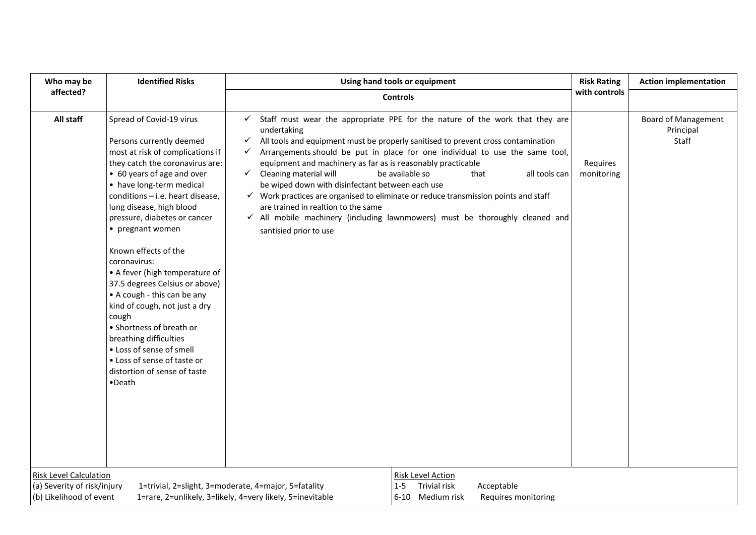| Who may be affected? | Identified Risks | Using hand tools or equipment<br>Controls | Risk Rating with controls | Action implementation |
|---|---|---|---|---|
| **All staff** | Spread of Covid-19 virus<br><br>Persons currently deemed most at risk of complications if they catch the coronavirus are:<br>• 60 years of age and over<br>• have long-term medical conditions – i.e. heart disease, lung disease, high blood pressure, diabetes or cancer<br>• pregnant women<br><br>Known effects of the coronavirus:<br>• A fever (high temperature of 37.5 degrees Celsius or above)<br>• A cough - this can be any kind of cough, not just a dry cough<br>• Shortness of breath or breathing difficulties<br>• Loss of sense of smell<br>• Loss of sense of taste or distortion of sense of taste<br>•Death | ✓ Staff must wear the appropriate PPE for the nature of the work that they are undertaking<br>✓ All tools and equipment must be properly sanitised to prevent cross contamination<br>✓ Arrangements should be put in place for one individual to use the same tool, equipment and machinery as far as is reasonably practicable<br>✓ Cleaning material will be available so that all tools can be wiped down with disinfectant between each use<br>✓ Work practices are organised to eliminate or reduce transmission points and staff are trained in realtion to the same<br>✓ All mobile machinery (including lawnmowers) must be thoroughly cleaned and santisied prior to use | Requires monitoring | Board of Management<br>Principal<br>Staff |

Risk Level Calculation
(a) Severity of risk/injury 1=trivial, 2=slight, 3=moderate, 4=major, 5=fatality
(b) Likelihood of event 1=rare, 2=unlikely, 3=likely, 4=very likely, 5=inevitable

Risk Level Action
1-5 Trivial risk Acceptable
6-10 Medium risk Requires monitoring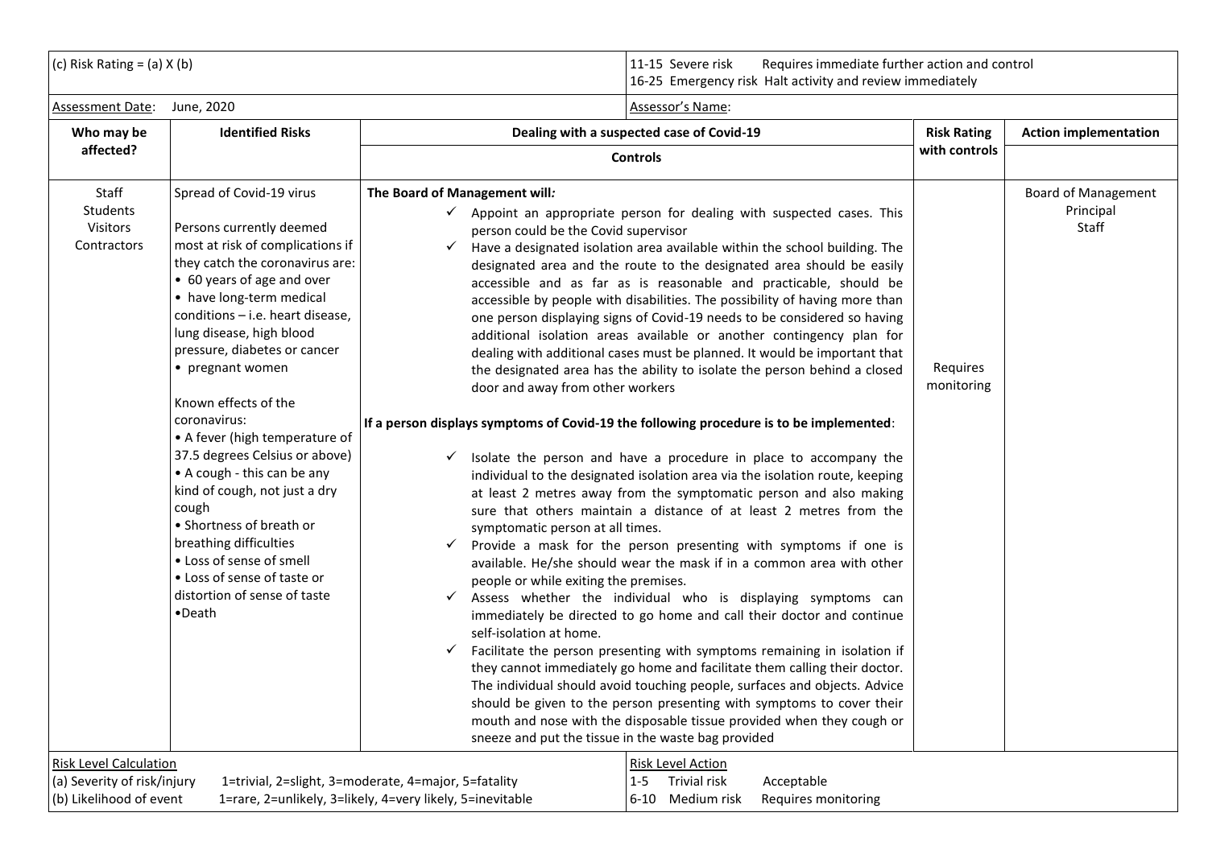| (c) Risk Rating = (a) X (b) | | | 11-15 Severe risk Requires immediate further action and control<br>16-25 Emergency risk Halt activity and review immediately | |
|---|---|---|---|---|
| Assessment Date: June, 2020 | | | Assessor's Name: | |
| **Who may be affected?** | **Identified Risks** | **Dealing with a suspected case of Covid-19**<br><br>**Controls** | **Risk Rating with controls** | **Action implementation** |
| Staff<br>Students<br>Visitors<br>Contractors | Spread of Covid-19 virus<br><br>Persons currently deemed most at risk of complications if they catch the coronavirus are:<br>• 60 years of age and over<br>• have long-term medical conditions – i.e. heart disease, lung disease, high blood pressure, diabetes or cancer<br>• pregnant women<br><br>Known effects of the coronavirus:<br>• A fever (high temperature of 37.5 degrees Celsius or above)<br>• A cough - this can be any kind of cough, not just a dry cough<br>• Shortness of breath or breathing difficulties<br>• Loss of sense of smell<br>• Loss of sense of taste or distortion of sense of taste<br>•Death | **The Board of Management will*:***<br>✓ Appoint an appropriate person for dealing with suspected cases. This person could be the Covid supervisor<br>✓ Have a designated isolation area available within the school building. The designated area and the route to the designated area should be easily accessible and as far as is reasonable and practicable, should be accessible by people with disabilities. The possibility of having more than one person displaying signs of Covid-19 needs to be considered so having additional isolation areas available or another contingency plan for dealing with additional cases must be planned. It would be important that the designated area has the ability to isolate the person behind a closed door and away from other workers<br><br>**If a person displays symptoms of Covid-19 the following procedure is to be implemented**:<br><br>✓ Isolate the person and have a procedure in place to accompany the individual to the designated isolation area via the isolation route, keeping at least 2 metres away from the symptomatic person and also making sure that others maintain a distance of at least 2 metres from the symptomatic person at all times.<br>✓ Provide a mask for the person presenting with symptoms if one is available. He/she should wear the mask if in a common area with other people or while exiting the premises.<br>✓ Assess whether the individual who is displaying symptoms can immediately be directed to go home and call their doctor and continue self-isolation at home.<br>✓ Facilitate the person presenting with symptoms remaining in isolation if they cannot immediately go home and facilitate them calling their doctor. The individual should avoid touching people, surfaces and objects. Advice should be given to the person presenting with symptoms to cover their mouth and nose with the disposable tissue provided when they cough or sneeze and put the tissue in the waste bag provided | Requires monitoring | Board of Management<br>Principal<br>Staff |
| Risk Level Calculation<br>(a) Severity of risk/injury 1=trivial, 2=slight, 3=moderate, 4=major, 5=fatality<br>(b) Likelihood of event 1=rare, 2=unlikely, 3=likely, 4=very likely, 5=inevitable | | | Risk Level Action<br>1-5 Trivial risk Acceptable<br>6-10 Medium risk Requires monitoring | |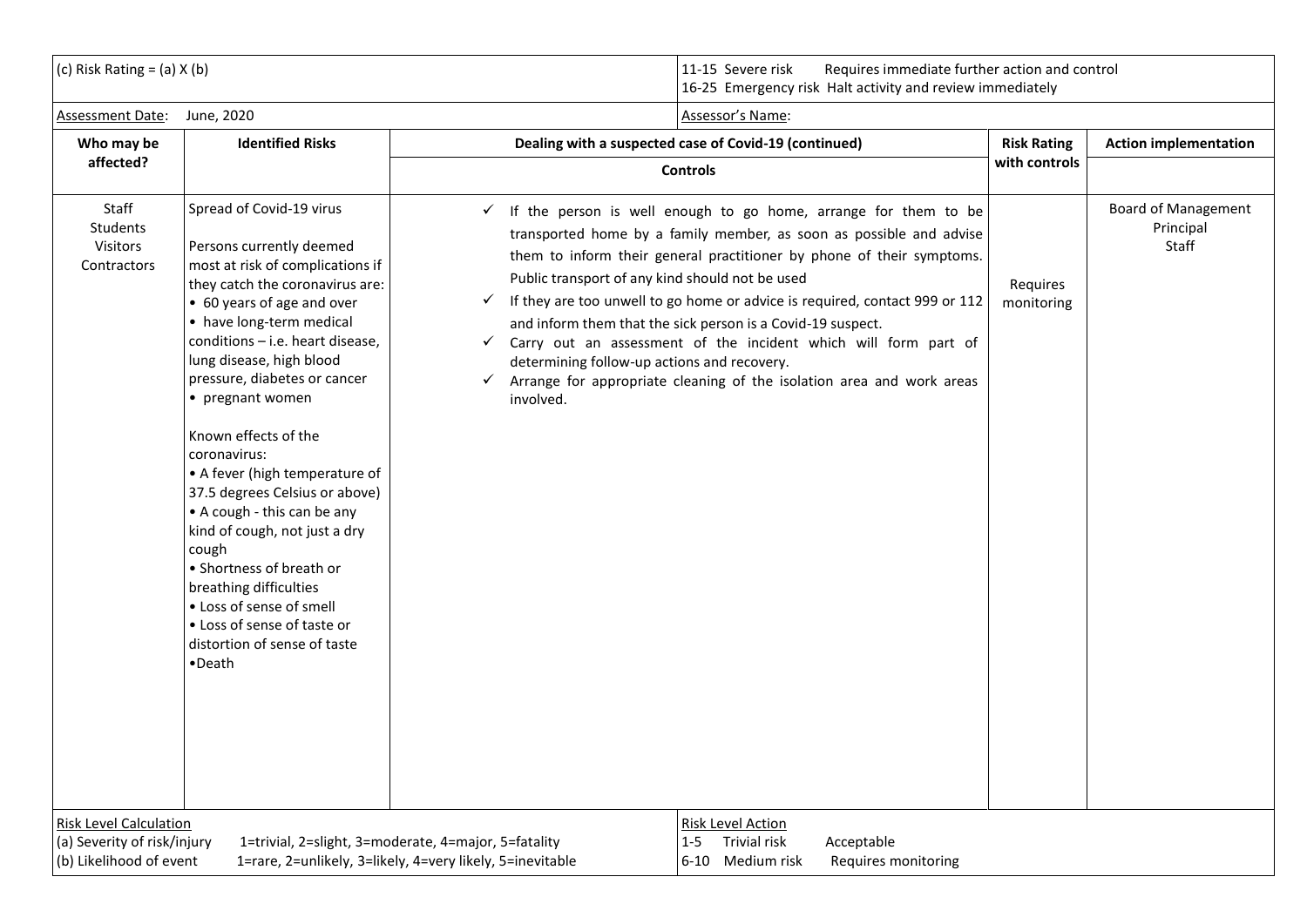| (c) Risk Rating = (a) X (b) | | 11-15 Severe risk Requires immediate further action and control<br>16-25 Emergency risk Halt activity and review immediately | | |
|---|---|---|---|---|
| Assessment Date: June, 2020 | | Assessor's Name: | | |
| **Who may be affected?** | **Identified Risks** | **Dealing with a suspected case of Covid-19 (continued)**<br>**Controls** | **Risk Rating with controls** | **Action implementation** |
| Staff<br>Students<br>Visitors<br>Contractors | Spread of Covid-19 virus<br><br>Persons currently deemed most at risk of complications if they catch the coronavirus are:<br>• 60 years of age and over<br>• have long-term medical conditions – i.e. heart disease, lung disease, high blood pressure, diabetes or cancer<br>• pregnant women<br><br>Known effects of the coronavirus:<br>• A fever (high temperature of 37.5 degrees Celsius or above)<br>• A cough - this can be any kind of cough, not just a dry cough<br>• Shortness of breath or breathing difficulties<br>• Loss of sense of smell<br>• Loss of sense of taste or distortion of sense of taste<br>•Death | ✓ If the person is well enough to go home, arrange for them to be transported home by a family member, as soon as possible and advise them to inform their general practitioner by phone of their symptoms. Public transport of any kind should not be used<br>✓ If they are too unwell to go home or advice is required, contact 999 or 112 and inform them that the sick person is a Covid-19 suspect.<br>✓ Carry out an assessment of the incident which will form part of determining follow-up actions and recovery.<br>✓ Arrange for appropriate cleaning of the isolation area and work areas involved. | Requires monitoring | Board of Management<br>Principal<br>Staff |
| Risk Level Calculation<br>(a) Severity of risk/injury 1=trivial, 2=slight, 3=moderate, 4=major, 5=fatality<br>(b) Likelihood of event 1=rare, 2=unlikely, 3=likely, 4=very likely, 5=inevitable | | Risk Level Action<br>1-5 Trivial risk Acceptable<br>6-10 Medium risk Requires monitoring | | |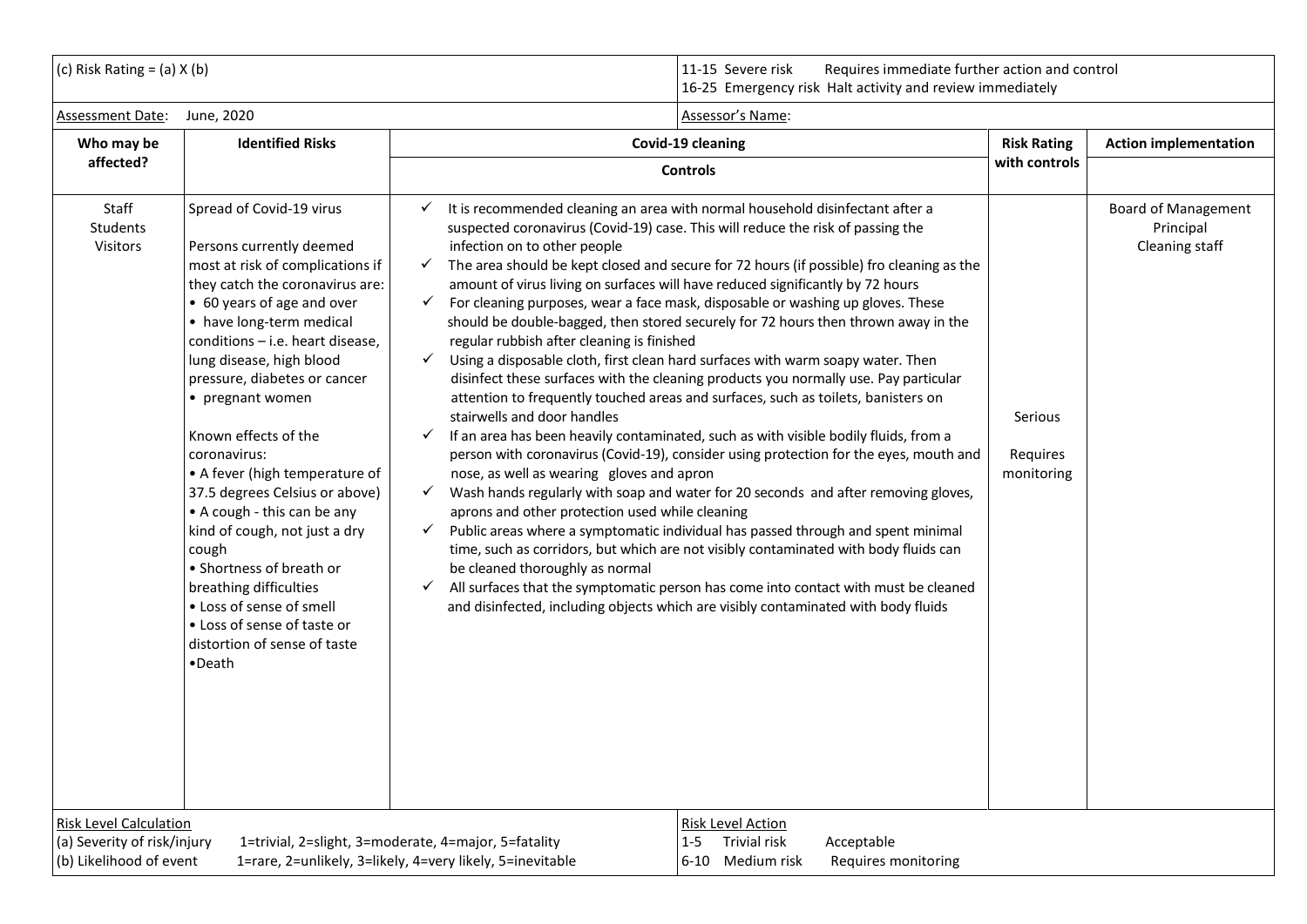| (c) Risk Rating = (a) X (b) | | 11-15 Severe risk Requires immediate further action and control<br>16-25 Emergency risk Halt activity and review immediately | | |
|---|---|---|---|---|
| Assessment Date: June, 2020 | | Assessor's Name: | | |
| **Who may be affected?** | **Identified Risks** | **Covid-19 cleaning**<br>**Controls** | **Risk Rating with controls** | **Action implementation** |
| Staff<br>Students<br>Visitors | Spread of Covid-19 virus<br><br>Persons currently deemed most at risk of complications if they catch the coronavirus are:<br>• 60 years of age and over<br>• have long-term medical conditions – i.e. heart disease, lung disease, high blood pressure, diabetes or cancer<br>• pregnant women<br><br>Known effects of the coronavirus:<br>• A fever (high temperature of 37.5 degrees Celsius or above)<br>• A cough - this can be any kind of cough, not just a dry cough<br>• Shortness of breath or breathing difficulties<br>• Loss of sense of smell<br>• Loss of sense of taste or distortion of sense of taste<br>•Death | ✓ It is recommended cleaning an area with normal household disinfectant after a suspected coronavirus (Covid-19) case. This will reduce the risk of passing the infection on to other people<br>✓ The area should be kept closed and secure for 72 hours (if possible) fro cleaning as the amount of virus living on surfaces will have reduced significantly by 72 hours<br>✓ For cleaning purposes, wear a face mask, disposable or washing up gloves. These should be double-bagged, then stored securely for 72 hours then thrown away in the regular rubbish after cleaning is finished<br>✓ Using a disposable cloth, first clean hard surfaces with warm soapy water. Then disinfect these surfaces with the cleaning products you normally use. Pay particular attention to frequently touched areas and surfaces, such as toilets, banisters on stairwells and door handles<br>✓ If an area has been heavily contaminated, such as with visible bodily fluids, from a person with coronavirus (Covid-19), consider using protection for the eyes, mouth and nose, as well as wearing gloves and apron<br>✓ Wash hands regularly with soap and water for 20 seconds and after removing gloves, aprons and other protection used while cleaning<br>✓ Public areas where a symptomatic individual has passed through and spent minimal time, such as corridors, but which are not visibly contaminated with body fluids can be cleaned thoroughly as normal<br>✓ All surfaces that the symptomatic person has come into contact with must be cleaned and disinfected, including objects which are visibly contaminated with body fluids | Serious<br><br>Requires monitoring | Board of Management<br>Principal<br>Cleaning staff |
| Risk Level Calculation<br>(a) Severity of risk/injury 1=trivial, 2=slight, 3=moderate, 4=major, 5=fatality<br>(b) Likelihood of event 1=rare, 2=unlikely, 3=likely, 4=very likely, 5=inevitable | | Risk Level Action<br>1-5 Trivial risk Acceptable<br>6-10 Medium risk Requires monitoring | | |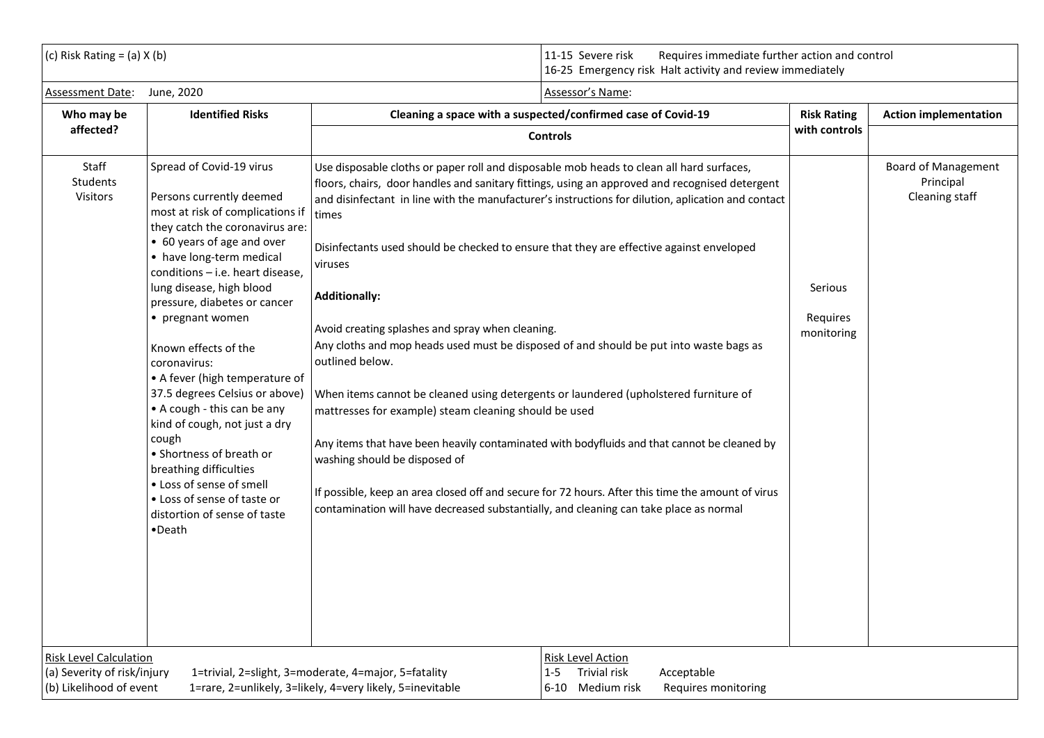| (c) Risk Rating = (a) X (b) | | | 11-15 Severe risk Requires immediate further action and control<br>16-25 Emergency risk Halt activity and review immediately | |
|---|---|---|---|---|
| Assessment Date: June, 2020 | | | Assessor's Name: | |
| **Who may be affected?** | **Identified Risks** | **Cleaning a space with a suspected/confirmed case of Covid-19**<br><br>**Controls** | **Risk Rating with controls** | **Action implementation** |
| Staff<br>Students<br>Visitors | Spread of Covid-19 virus<br><br>Persons currently deemed most at risk of complications if they catch the coronavirus are:<br>• 60 years of age and over<br>• have long-term medical conditions – i.e. heart disease, lung disease, high blood pressure, diabetes or cancer<br>• pregnant women<br><br>Known effects of the coronavirus:<br>• A fever (high temperature of 37.5 degrees Celsius or above)<br>• A cough - this can be any kind of cough, not just a dry cough<br>• Shortness of breath or breathing difficulties<br>• Loss of sense of smell<br>• Loss of sense of taste or distortion of sense of taste<br>•Death | Use disposable cloths or paper roll and disposable mob heads to clean all hard surfaces, floors, chairs, door handles and sanitary fittings, using an approved and recognised detergent and disinfectant in line with the manufacturer's instructions for dilution, aplication and contact times<br><br>Disinfectants used should be checked to ensure that they are effective against enveloped viruses<br><br>**Additionally:**<br><br>Avoid creating splashes and spray when cleaning.<br>Any cloths and mop heads used must be disposed of and should be put into waste bags as outlined below.<br><br>When items cannot be cleaned using detergents or laundered (upholstered furniture of mattresses for example) steam cleaning should be used<br><br>Any items that have been heavily contaminated with bodyfluids and that cannot be cleaned by washing should be disposed of<br><br>If possible, keep an area closed off and secure for 72 hours. After this time the amount of virus contamination will have decreased substantially, and cleaning can take place as normal | Serious<br><br>Requires monitoring | Board of Management<br>Principal<br>Cleaning staff |
| Risk Level Calculation<br>(a) Severity of risk/injury 1=trivial, 2=slight, 3=moderate, 4=major, 5=fatality<br>(b) Likelihood of event 1=rare, 2=unlikely, 3=likely, 4=very likely, 5=inevitable | | | Risk Level Action<br>1-5 Trivial risk Acceptable<br>6-10 Medium risk Requires monitoring | |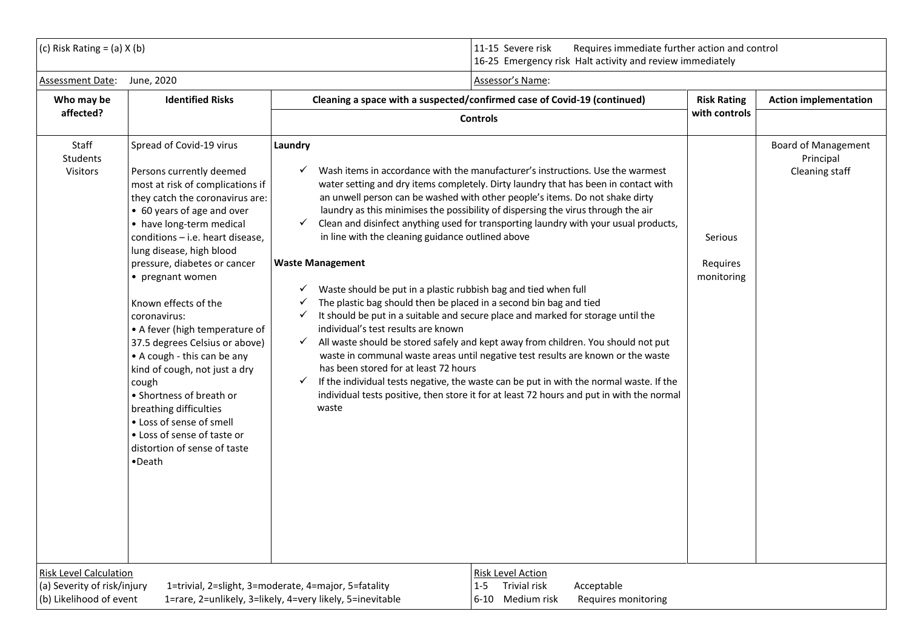| (c) Risk Rating = (a) X (b) | | | 11-15 Severe risk Requires immediate further action and control<br>16-25 Emergency risk Halt activity and review immediately | | |
|---|---|---|---|---|---|
| Assessment Date: June, 2020 | | | Assessor's Name: | | |
| **Who may be affected?** | **Identified Risks** | **Cleaning a space with a suspected/confirmed case of Covid-19 (continued)**<br><br>**Controls** | | **Risk Rating with controls** | **Action implementation** |
| Staff<br>Students<br>Visitors | Spread of Covid-19 virus<br><br>Persons currently deemed most at risk of complications if they catch the coronavirus are:<br>• 60 years of age and over<br>• have long-term medical conditions – i.e. heart disease, lung disease, high blood pressure, diabetes or cancer<br>• pregnant women<br><br>Known effects of the coronavirus:<br>• A fever (high temperature of 37.5 degrees Celsius or above)<br>• A cough - this can be any kind of cough, not just a dry cough<br>• Shortness of breath or breathing difficulties<br>• Loss of sense of smell<br>• Loss of sense of taste or distortion of sense of taste<br>•Death | **Laundry**<br><br>✓ Wash items in accordance with the manufacturer's instructions. Use the warmest water setting and dry items completely. Dirty laundry that has been in contact with an unwell person can be washed with other people's items. Do not shake dirty laundry as this minimises the possibility of dispersing the virus through the air<br>✓ Clean and disinfect anything used for transporting laundry with your usual products, in line with the cleaning guidance outlined above<br><br>**Waste Management**<br><br>✓ Waste should be put in a plastic rubbish bag and tied when full<br>✓ The plastic bag should then be placed in a second bin bag and tied<br>✓ It should be put in a suitable and secure place and marked for storage until the individual's test results are known<br>✓ All waste should be stored safely and kept away from children. You should not put waste in communal waste areas until negative test results are known or the waste has been stored for at least 72 hours<br>✓ If the individual tests negative, the waste can be put in with the normal waste. If the individual tests positive, then store it for at least 72 hours and put in with the normal waste | | Serious<br><br>Requires monitoring | Board of Management<br>Principal<br>Cleaning staff |
| Risk Level Calculation<br>(a) Severity of risk/injury 1=trivial, 2=slight, 3=moderate, 4=major, 5=fatality<br>(b) Likelihood of event 1=rare, 2=unlikely, 3=likely, 4=very likely, 5=inevitable | | | Risk Level Action<br>1-5 Trivial risk Acceptable<br>6-10 Medium risk Requires monitoring | | |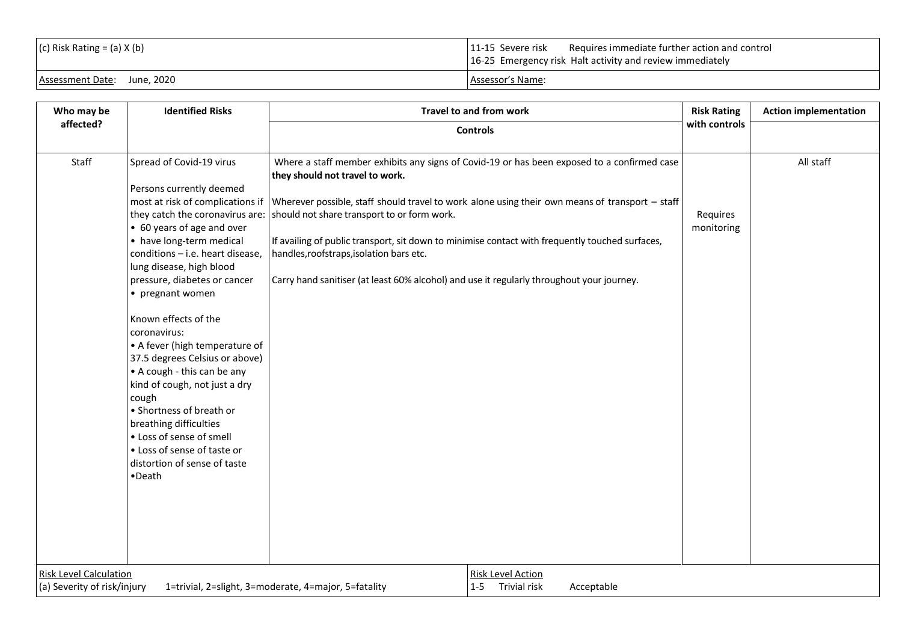| (c) Risk Rating = (a) X (b) | 11-15 Severe risk Requires immediate further action and control<br>16-25 Emergency risk Halt activity and review immediately |
|---|---|
| Assessment Date: June, 2020 | Assessor's Name: |

| Who may be affected? | Identified Risks | Travel to and from work<br><br>Controls | Risk Rating with controls | Action implementation |
|---|---|---|---|---|
| Staff | Spread of Covid-19 virus<br><br>Persons currently deemed most at risk of complications if they catch the coronavirus are:<br>• 60 years of age and over<br>• have long-term medical conditions – i.e. heart disease, lung disease, high blood pressure, diabetes or cancer<br>• pregnant women<br><br>Known effects of the coronavirus:<br>• A fever (high temperature of 37.5 degrees Celsius or above)<br>• A cough - this can be any kind of cough, not just a dry cough<br>• Shortness of breath or breathing difficulties<br>• Loss of sense of smell<br>• Loss of sense of taste or distortion of sense of taste<br>•Death | Where a staff member exhibits any signs of Covid-19 or has been exposed to a confirmed case **they should not travel to work.**<br><br>Wherever possible, staff should travel to work alone using their own means of transport – staff should not share transport to or form work.<br><br>If availing of public transport, sit down to minimise contact with frequently touched surfaces, handles,roofstraps,isolation bars etc.<br><br>Carry hand sanitiser (at least 60% alcohol) and use it regularly throughout your journey. | Requires monitoring | All staff |

| Risk Level Calculation<br>(a) Severity of risk/injury 1=trivial, 2=slight, 3=moderate, 4=major, 5=fatality | Risk Level Action<br>1-5 Trivial risk Acceptable |
|---|---|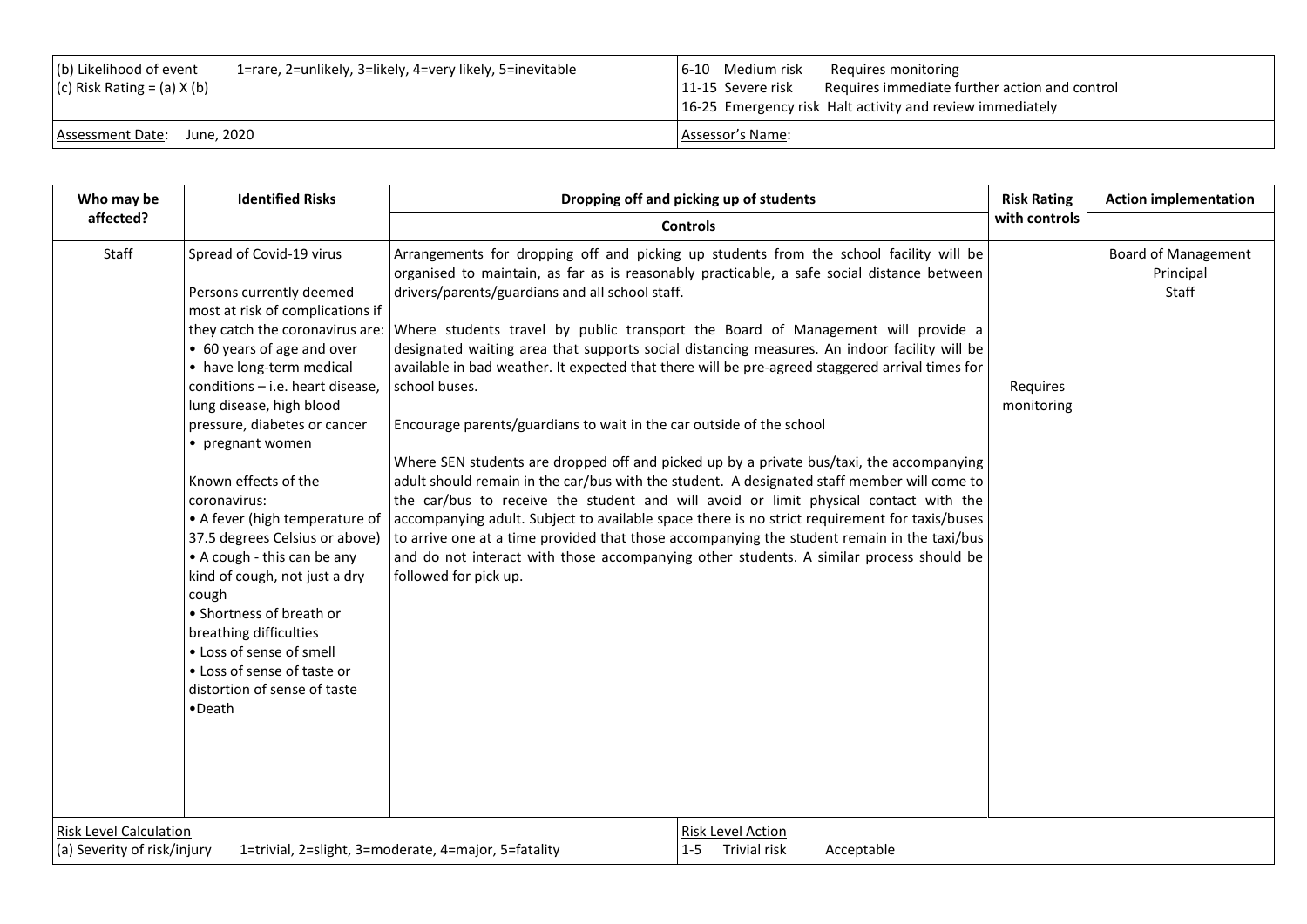| (b) Likelihood of event 1=rare, 2=unlikely, 3=likely, 4=very likely, 5=inevitable<br>(c) Risk Rating = (a) X (b) | 6-10 Medium risk Requires monitoring<br>11-15 Severe risk Requires immediate further action and control<br>16-25 Emergency risk Halt activity and review immediately |
|---|---|
| Assessment Date: June, 2020 | Assessor's Name: |

| Who may be affected? | Identified Risks | Dropping off and picking up of students<br>Controls | Risk Rating with controls | Action implementation |
|---|---|---|---|---|
| Staff | Spread of Covid-19 virus<br><br>Persons currently deemed most at risk of complications if they catch the coronavirus are:<br>• 60 years of age and over<br>• have long-term medical conditions – i.e. heart disease, lung disease, high blood pressure, diabetes or cancer<br>• pregnant women<br><br>Known effects of the coronavirus:<br>• A fever (high temperature of 37.5 degrees Celsius or above)<br>• A cough - this can be any kind of cough, not just a dry cough<br>• Shortness of breath or breathing difficulties<br>• Loss of sense of smell<br>• Loss of sense of taste or distortion of sense of taste<br>•Death | Arrangements for dropping off and picking up students from the school facility will be organised to maintain, as far as is reasonably practicable, a safe social distance between drivers/parents/guardians and all school staff.<br><br>Where students travel by public transport the Board of Management will provide a designated waiting area that supports social distancing measures. An indoor facility will be available in bad weather. It expected that there will be pre-agreed staggered arrival times for school buses.<br><br>Encourage parents/guardians to wait in the car outside of the school<br><br>Where SEN students are dropped off and picked up by a private bus/taxi, the accompanying adult should remain in the car/bus with the student. A designated staff member will come to the car/bus to receive the student and will avoid or limit physical contact with the accompanying adult. Subject to available space there is no strict requirement for taxis/buses to arrive one at a time provided that those accompanying the student remain in the taxi/bus and do not interact with those accompanying other students. A similar process should be followed for pick up. | Requires monitoring | Board of Management<br>Principal<br>Staff |

| Risk Level Calculation<br>(a) Severity of risk/injury 1=trivial, 2=slight, 3=moderate, 4=major, 5=fatality | Risk Level Action<br>1-5 Trivial risk Acceptable |
|---|---|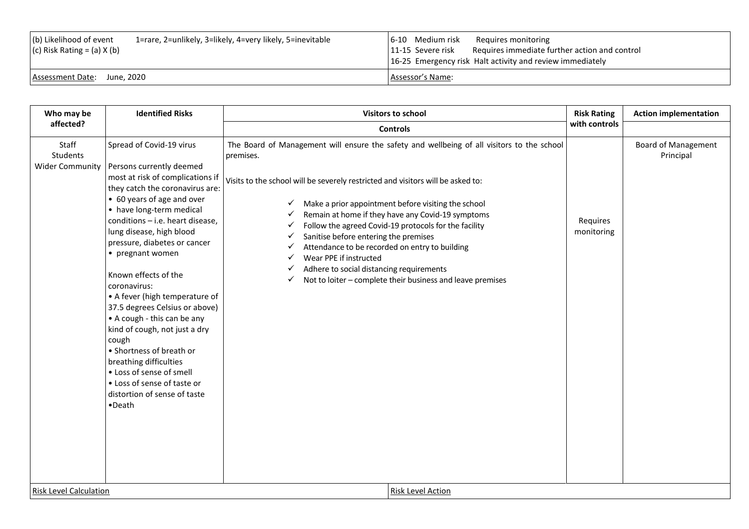| (b) Likelihood of event 1=rare, 2=unlikely, 3=likely, 4=very likely, 5=inevitable<br>(c) Risk Rating = (a) X (b) | 6-10 Medium risk Requires monitoring<br>11-15 Severe risk Requires immediate further action and control<br>16-25 Emergency risk Halt activity and review immediately |
|---|---|
| Assessment Date: June, 2020 | Assessor's Name: |

| Who may be affected? | Identified Risks | Visitors to school<br>Controls | Risk Rating with controls | Action implementation |
|---|---|---|---|---|
| Staff<br>Students<br>Wider Community | Spread of Covid-19 virus<br><br>Persons currently deemed most at risk of complications if they catch the coronavirus are:<br>• 60 years of age and over<br>• have long-term medical conditions – i.e. heart disease, lung disease, high blood pressure, diabetes or cancer<br>• pregnant women<br><br>Known effects of the coronavirus:<br>• A fever (high temperature of 37.5 degrees Celsius or above)<br>• A cough - this can be any kind of cough, not just a dry cough<br>• Shortness of breath or breathing difficulties<br>• Loss of sense of smell<br>• Loss of sense of taste or distortion of sense of taste<br>•Death | The Board of Management will ensure the safety and wellbeing of all visitors to the school premises.<br><br>Visits to the school will be severely restricted and visitors will be asked to:<br><br>✓ Make a prior appointment before visiting the school<br>✓ Remain at home if they have any Covid-19 symptoms<br>✓ Follow the agreed Covid-19 protocols for the facility<br>✓ Sanitise before entering the premises<br>✓ Attendance to be recorded on entry to building<br>✓ Wear PPE if instructed<br>✓ Adhere to social distancing requirements<br>✓ Not to loiter – complete their business and leave premises | Requires monitoring | Board of Management<br>Principal |

| Risk Level Calculation | Risk Level Action |
|---|---|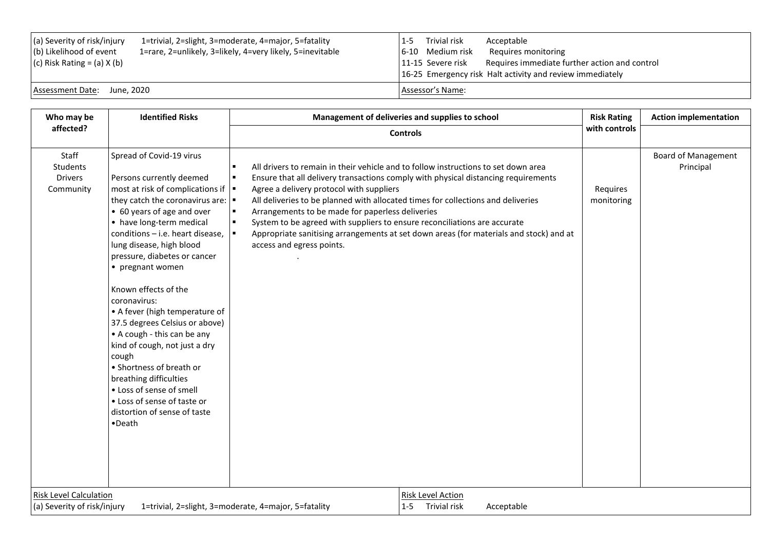| (a) Severity of risk/injury 1=trivial, 2=slight, 3=moderate, 4=major, 5=fatality<br>(b) Likelihood of event 1=rare, 2=unlikely, 3=likely, 4=very likely, 5=inevitable<br>(c) Risk Rating = (a) X (b) | 1-5 Trivial risk Acceptable<br>6-10 Medium risk Requires monitoring<br>11-15 Severe risk Requires immediate further action and control<br>16-25 Emergency risk Halt activity and review immediately |
|---|---|
| Assessment Date: June, 2020 | Assessor's Name: |

| Who may be affected? | Identified Risks | Management of deliveries and supplies to school<br>Controls | Risk Rating with controls | Action implementation |
|---|---|---|---|---|
| Staff<br>Students<br>Drivers<br>Community | Spread of Covid-19 virus<br><br>Persons currently deemed most at risk of complications if they catch the coronavirus are:<br>• 60 years of age and over<br>• have long-term medical conditions – i.e. heart disease, lung disease, high blood pressure, diabetes or cancer<br>• pregnant women<br><br>Known effects of the coronavirus:<br>• A fever (high temperature of 37.5 degrees Celsius or above)<br>• A cough - this can be any kind of cough, not just a dry cough<br>• Shortness of breath or breathing difficulties<br>• Loss of sense of smell<br>• Loss of sense of taste or distortion of sense of taste<br>•Death | ▪ All drivers to remain in their vehicle and to follow instructions to set down area<br>▪ Ensure that all delivery transactions comply with physical distancing requirements<br>▪ Agree a delivery protocol with suppliers<br>▪ All deliveries to be planned with allocated times for collections and deliveries<br>▪ Arrangements to be made for paperless deliveries<br>▪ System to be agreed with suppliers to ensure reconciliations are accurate<br>▪ Appropriate sanitising arrangements at set down areas (for materials and stock) and at access and egress points. | Requires monitoring | Board of Management<br>Principal |

| Risk Level Calculation<br>(a) Severity of risk/injury 1=trivial, 2=slight, 3=moderate, 4=major, 5=fatality | Risk Level Action<br>1-5 Trivial risk Acceptable |
|---|---|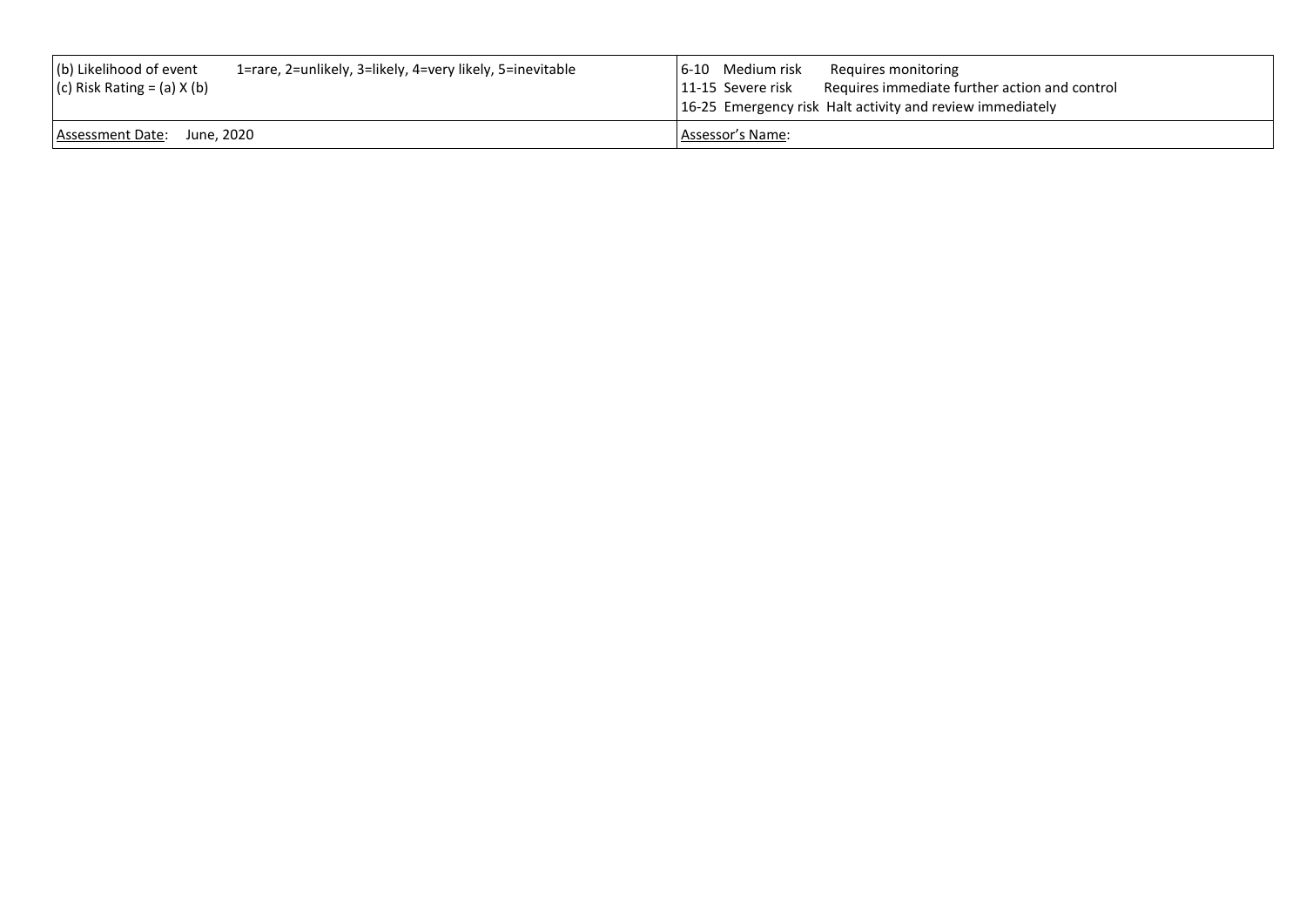| | |
|---|---|
| (b) Likelihood of event 1=rare, 2=unlikely, 3=likely, 4=very likely, 5=inevitable<br>(c) Risk Rating = (a) X (b) | 6-10 Medium risk Requires monitoring<br>11-15 Severe risk Requires immediate further action and control<br>16-25 Emergency risk Halt activity and review immediately |
| Assessment Date: June, 2020 | Assessor's Name: |